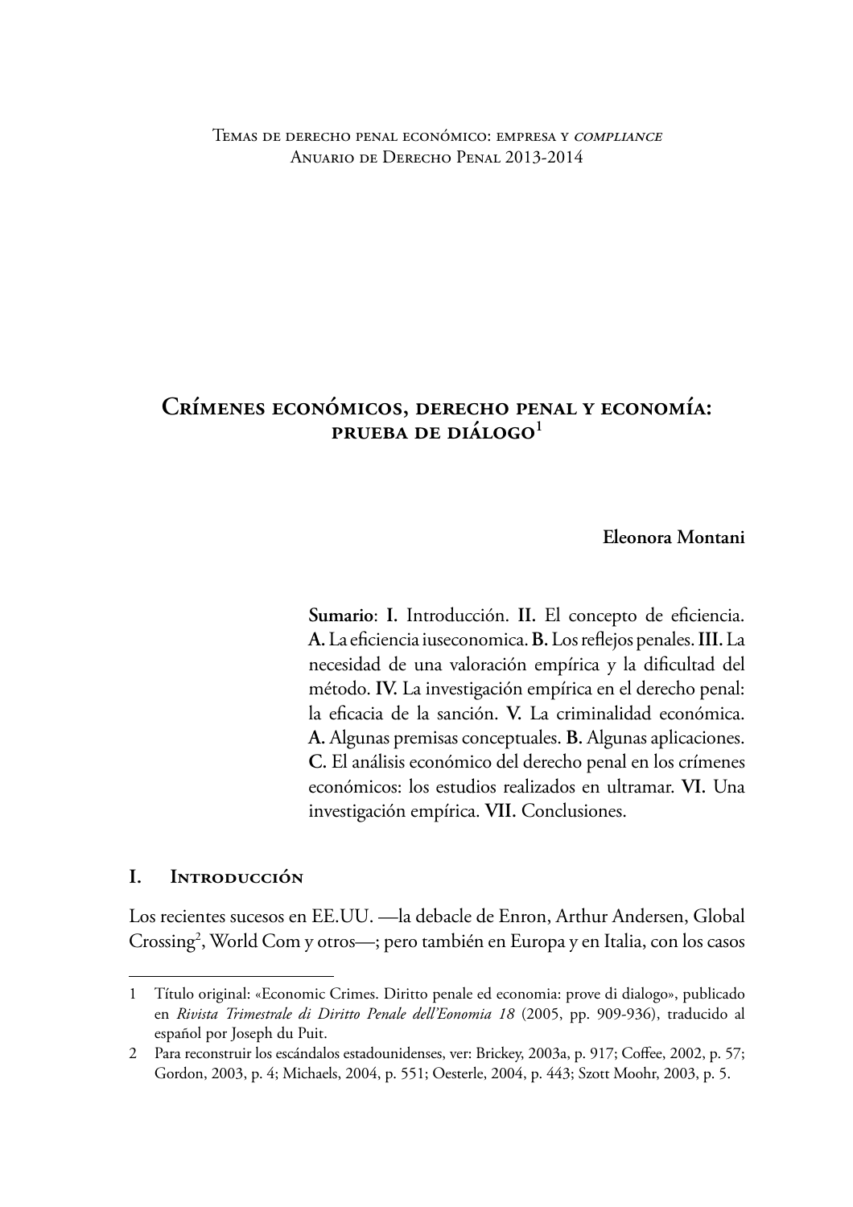# Crímenes económicos, derecho penal y economía: prueba de diálogo[1]

**Eleonora Montani**

**Sumario**: **I.** Introducción. **II.** El concepto de eficiencia. **A.** La eficiencia iuseconomica. **B.** Los reflejos penales. **III.** La necesidad de una valoración empírica y la dificultad del método. **IV.** La investigación empírica en el derecho penal: la eficacia de la sanción. **V.** La criminalidad económica. **A.** Algunas premisas conceptuales. **B.** Algunas aplicaciones. **C.** El análisis económico del derecho penal en los crímenes económicos: los estudios realizados en ultramar. **VI.** Una investigación empírica. **VII.** Conclusiones.

## I. Introducción

Los recientes sucesos en EE.UU. —la debacle de Enron, Arthur Andersen, Global Crossing[2], World Com y otros—; pero también en Europa y en Italia, con los casos

---

1 Título original: «Economic Crimes. Diritto penale ed economia: prove di dialogo», publicado en *Rivista Trimestrale di Diritto Penale dell'Eonomia 18* (2005, pp. 909-936), traducido al español por Joseph du Puit.

2 Para reconstruir los escándalos estadounidenses, ver: Brickey, 2003a, p. 917; Coffee, 2002, p. 57; Gordon, 2003, p. 4; Michaels, 2004, p. 551; Oesterle, 2004, p. 443; Szott Moohr, 2003, p. 5.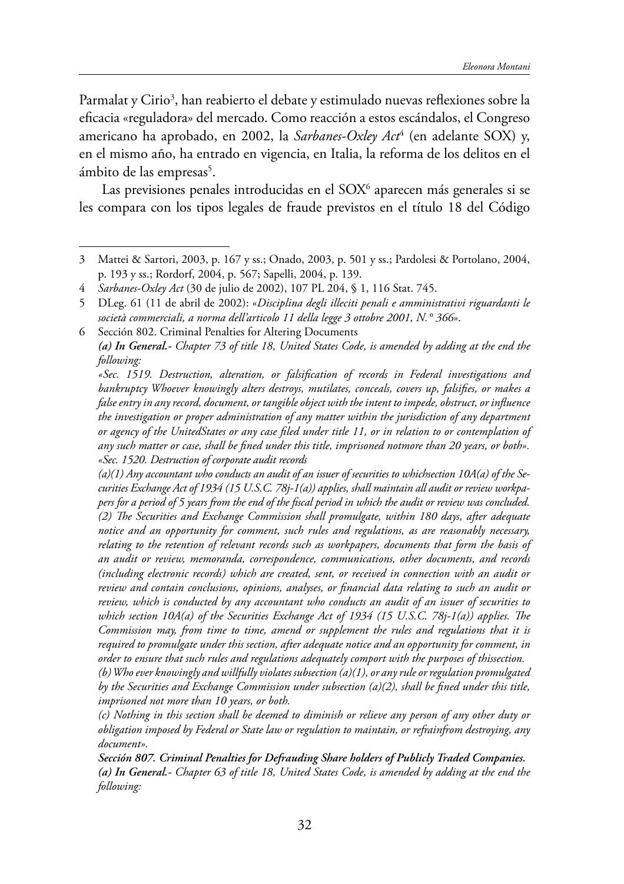Parmalat y Cirio[3], han reabierto el debate y estimulado nuevas reflexiones sobre la eficacia «reguladora» del mercado. Como reacción a estos escándalos, el Congreso americano ha aprobado, en 2002, la *Sarbanes-Oxley Act*[4] (en adelante SOX) y, en el mismo año, ha entrado en vigencia, en Italia, la reforma de los delitos en el ámbito de las empresas[5].

Las previsiones penales introducidas en el SOX[6] aparecen más generales si se les compara con los tipos legales de fraude previstos en el título 18 del Código

---

3 Mattei & Sartori, 2003, p. 167 y ss.; Onado, 2003, p. 501 y ss.; Pardolesi & Portolano, 2004, p. 193 y ss.; Rordorf, 2004, p. 567; Sapelli, 2004, p. 139.

4 *Sarbanes-Oxley Act* (30 de julio de 2002), 107 PL 204, § 1, 116 Stat. 745.

5 DLeg. 61 (11 de abril de 2002): «*Disciplina degli illeciti penali e amministrativi riguardanti le società commerciali, a norma dell'articolo 11 della legge 3 ottobre 2001, N.° 366*».

6 Sección 802. Criminal Penalties for Altering Documents
***(a) In General.***- *Chapter 73 of title 18, United States Code, is amended by adding at the end the following:*
*«Sec. 1519. Destruction, alteration, or falsification of records in Federal investigations and bankruptcy Whoever knowingly alters destroys, mutilates, conceals, covers up, falsifies, or makes a false entry in any record, document, or tangible object with the intent to impede, obstruct, or influence the investigation or proper administration of any matter within the jurisdiction of any department or agency of the UnitedStates or any case filed under title 11, or in relation to or contemplation of any such matter or case, shall be fined under this title, imprisoned notmore than 20 years, or both».*
*«Sec. 1520. Destruction of corporate audit records*
*(a)(1) Any accountant who conducts an audit of an issuer of securities to whichsection 10A(a) of the Securities Exchange Act of 1934 (15 U.S.C. 78j-1(a)) applies, shall maintain all audit or review workpapers for a period of 5 years from the end of the fiscal period in which the audit or review was concluded.*
*(2) The Securities and Exchange Commission shall promulgate, within 180 days, after adequate notice and an opportunity for comment, such rules and regulations, as are reasonably necessary, relating to the retention of relevant records such as workpapers, documents that form the basis of an audit or review, memoranda, correspondence, communications, other documents, and records (including electronic records) which are created, sent, or received in connection with an audit or review and contain conclusions, opinions, analyses, or financial data relating to such an audit or review, which is conducted by any accountant who conducts an audit of an issuer of securities to which section 10A(a) of the Securities Exchange Act of 1934 (15 U.S.C. 78j-1(a)) applies. The Commission may, from time to time, amend or supplement the rules and regulations that it is required to promulgate under this section, after adequate notice and an opportunity for comment, in order to ensure that such rules and regulations adequately comport with the purposes of thissection.*
*(b) Who ever knowingly and willfully violates subsection (a)(1), or any rule or regulation promulgated by the Securities and Exchange Commission under subsection (a)(2), shall be fined under this title, imprisoned not more than 10 years, or both.*
*(c) Nothing in this section shall be deemed to diminish or relieve any person of any other duty or obligation imposed by Federal or State law or regulation to maintain, or refrainfrom destroying, any document».*
***Sección 807. Criminal Penalties for Defrauding Share holders of Publicly Traded Companies.***
***(a) In General.***- *Chapter 63 of title 18, United States Code, is amended by adding at the end the following:*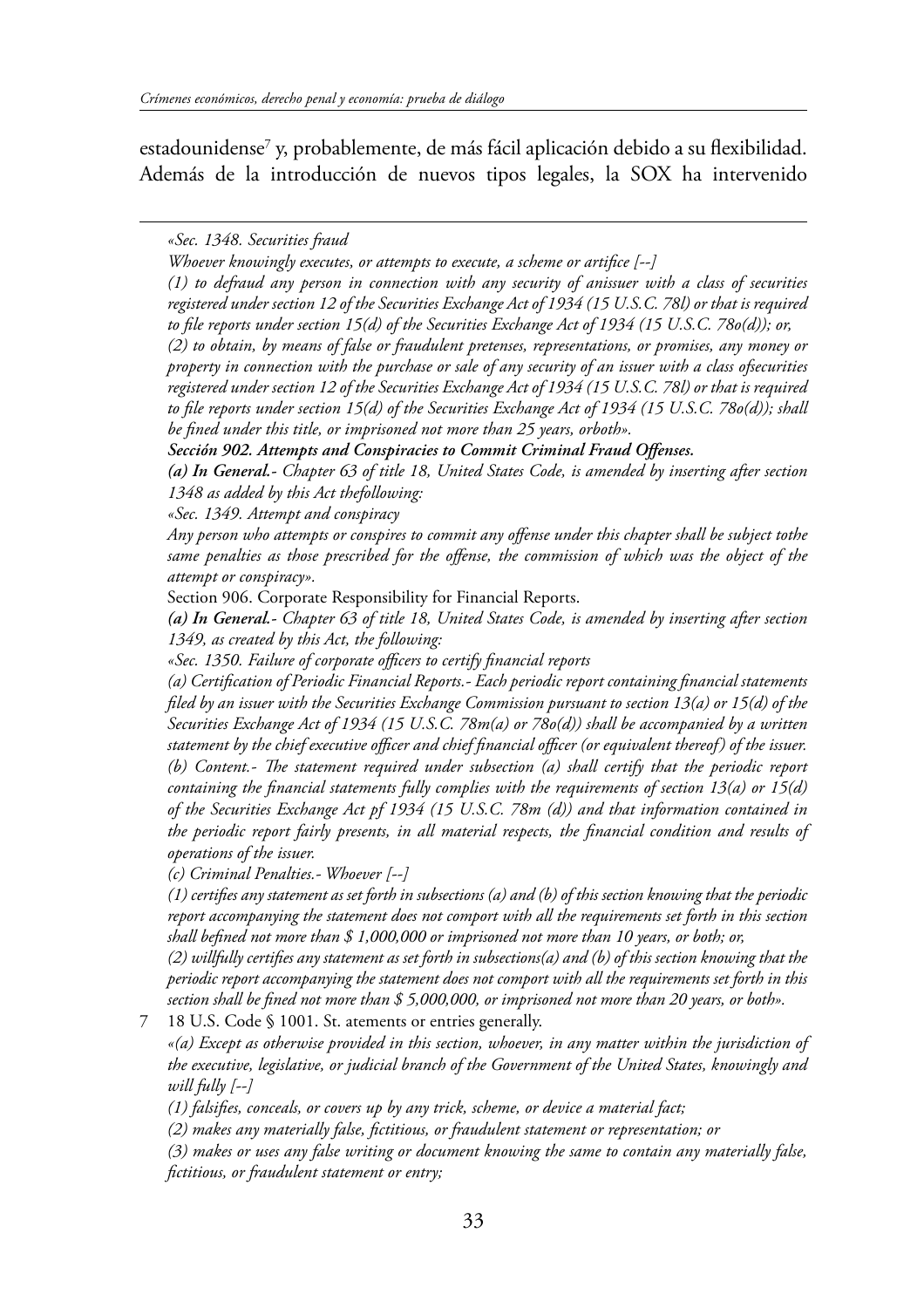estadounidense[7] y, probablemente, de más fácil aplicación debido a su flexibilidad. Además de la introducción de nuevos tipos legales, la SOX ha intervenido

---

*«Sec. 1348. Securities fraud*

*Whoever knowingly executes, or attempts to execute, a scheme or artifice [--]*

*(1) to defraud any person in connection with any security of anissuer with a class of securities registered under section 12 of the Securities Exchange Act of 1934 (15 U.S.C. 78l) or that is required to file reports under section 15(d) of the Securities Exchange Act of 1934 (15 U.S.C. 78o(d)); or,*

*(2) to obtain, by means of false or fraudulent pretenses, representations, or promises, any money or property in connection with the purchase or sale of any security of an issuer with a class ofsecurities registered under section 12 of the Securities Exchange Act of 1934 (15 U.S.C. 78l) or that is required to file reports under section 15(d) of the Securities Exchange Act of 1934 (15 U.S.C. 78o(d)); shall be fined under this title, or imprisoned not more than 25 years, orboth».*

***Sección 902. Attempts and Conspiracies to Commit Criminal Fraud Offenses.***

***(a) In General.****- Chapter 63 of title 18, United States Code, is amended by inserting after section 1348 as added by this Act thefollowing:*

*«Sec. 1349. Attempt and conspiracy*

*Any person who attempts or conspires to commit any offense under this chapter shall be subject tothe same penalties as those prescribed for the offense, the commission of which was the object of the attempt or conspiracy».*

Section 906. Corporate Responsibility for Financial Reports.

***(a) In General.****- Chapter 63 of title 18, United States Code, is amended by inserting after section 1349, as created by this Act, the following:*

*«Sec. 1350. Failure of corporate officers to certify financial reports*

*(a) Certification of Periodic Financial Reports.- Each periodic report containing financial statements filed by an issuer with the Securities Exchange Commission pursuant to section 13(a) or 15(d) of the Securities Exchange Act of 1934 (15 U.S.C. 78m(a) or 78o(d)) shall be accompanied by a written statement by the chief executive officer and chief financial officer (or equivalent thereof) of the issuer.*

*(b) Content.- The statement required under subsection (a) shall certify that the periodic report containing the financial statements fully complies with the requirements of section 13(a) or 15(d) of the Securities Exchange Act pf 1934 (15 U.S.C. 78m (d)) and that information contained in the periodic report fairly presents, in all material respects, the financial condition and results of operations of the issuer.*

*(c) Criminal Penalties.- Whoever [--]*

*(1) certifies any statement as set forth in subsections (a) and (b) of this section knowing that the periodic report accompanying the statement does not comport with all the requirements set forth in this section shall befined not more than $ 1,000,000 or imprisoned not more than 10 years, or both; or,*

*(2) willfully certifies any statement as set forth in subsections(a) and (b) of this section knowing that the periodic report accompanying the statement does not comport with all the requirements set forth in this section shall be fined not more than $ 5,000,000, or imprisoned not more than 20 years, or both».*

7 18 U.S. Code § 1001. St. atements or entries generally.

*«(a) Except as otherwise provided in this section, whoever, in any matter within the jurisdiction of the executive, legislative, or judicial branch of the Government of the United States, knowingly and will fully [--]*

*(1) falsifies, conceals, or covers up by any trick, scheme, or device a material fact;*

*(2) makes any materially false, fictitious, or fraudulent statement or representation; or*

*(3) makes or uses any false writing or document knowing the same to contain any materially false, fictitious, or fraudulent statement or entry;*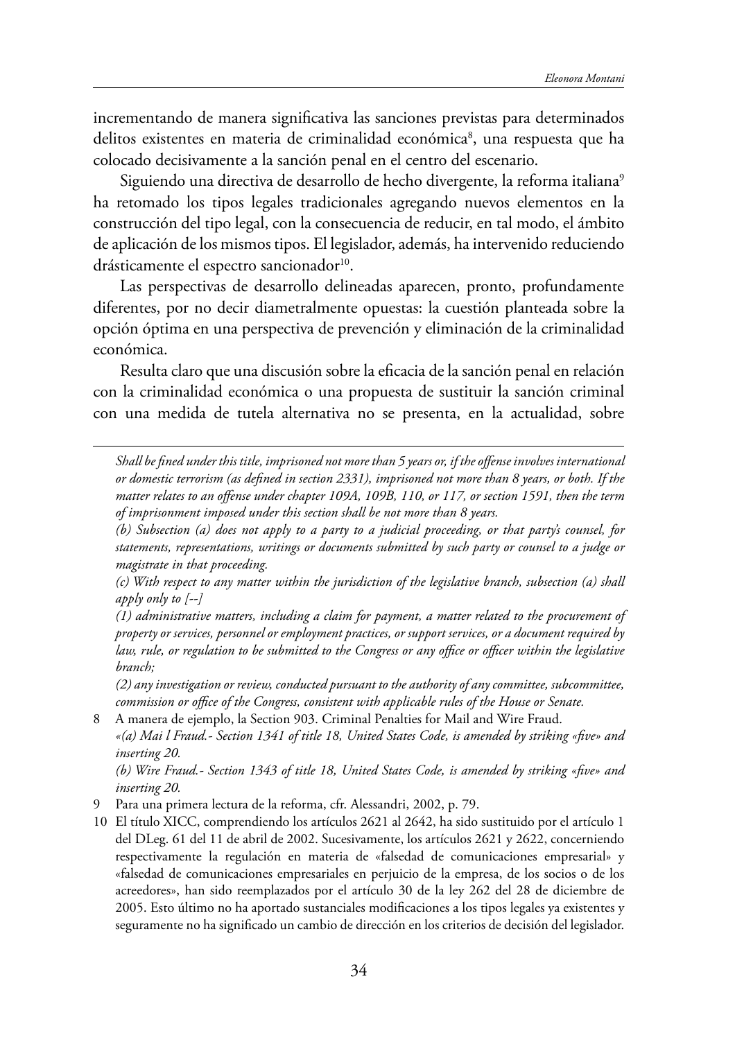incrementando de manera significativa las sanciones previstas para determinados delitos existentes en materia de criminalidad económica[8], una respuesta que ha colocado decisivamente a la sanción penal en el centro del escenario.

Siguiendo una directiva de desarrollo de hecho divergente, la reforma italiana[9] ha retomado los tipos legales tradicionales agregando nuevos elementos en la construcción del tipo legal, con la consecuencia de reducir, en tal modo, el ámbito de aplicación de los mismos tipos. El legislador, además, ha intervenido reduciendo drásticamente el espectro sancionador[10].

Las perspectivas de desarrollo delineadas aparecen, pronto, profundamente diferentes, por no decir diametralmente opuestas: la cuestión planteada sobre la opción óptima en una perspectiva de prevención y eliminación de la criminalidad económica.

Resulta claro que una discusión sobre la eficacia de la sanción penal en relación con la criminalidad económica o una propuesta de sustituir la sanción criminal con una medida de tutela alternativa no se presenta, en la actualidad, sobre

---

*Shall be fined under this title, imprisoned not more than 5 years or, if the offense involves international or domestic terrorism (as defined in section 2331), imprisoned not more than 8 years, or both. If the matter relates to an offense under chapter 109A, 109B, 110, or 117, or section 1591, then the term of imprisonment imposed under this section shall be not more than 8 years.*

*(b) Subsection (a) does not apply to a party to a judicial proceeding, or that party's counsel, for statements, representations, writings or documents submitted by such party or counsel to a judge or magistrate in that proceeding.*

*(c) With respect to any matter within the jurisdiction of the legislative branch, subsection (a) shall apply only to [--]*

*(1) administrative matters, including a claim for payment, a matter related to the procurement of property or services, personnel or employment practices, or support services, or a document required by law, rule, or regulation to be submitted to the Congress or any office or officer within the legislative branch;*

*(2) any investigation or review, conducted pursuant to the authority of any committee, subcommittee, commission or office of the Congress, consistent with applicable rules of the House or Senate.*

8 A manera de ejemplo, la Section 903. Criminal Penalties for Mail and Wire Fraud.
*«(a) Mai l Fraud.- Section 1341 of title 18, United States Code, is amended by striking «five» and inserting 20.*
*(b) Wire Fraud.- Section 1343 of title 18, United States Code, is amended by striking «five» and inserting 20.*

9 Para una primera lectura de la reforma, cfr. Alessandri, 2002, p. 79.

10 El título XICC, comprendiendo los artículos 2621 al 2642, ha sido sustituido por el artículo 1 del DLeg. 61 del 11 de abril de 2002. Sucesivamente, los artículos 2621 y 2622, concerniendo respectivamente la regulación en materia de «falsedad de comunicaciones empresarial» y «falsedad de comunicaciones empresariales en perjuicio de la empresa, de los socios o de los acreedores», han sido reemplazados por el artículo 30 de la ley 262 del 28 de diciembre de 2005. Esto último no ha aportado sustanciales modificaciones a los tipos legales ya existentes y seguramente no ha significado un cambio de dirección en los criterios de decisión del legislador.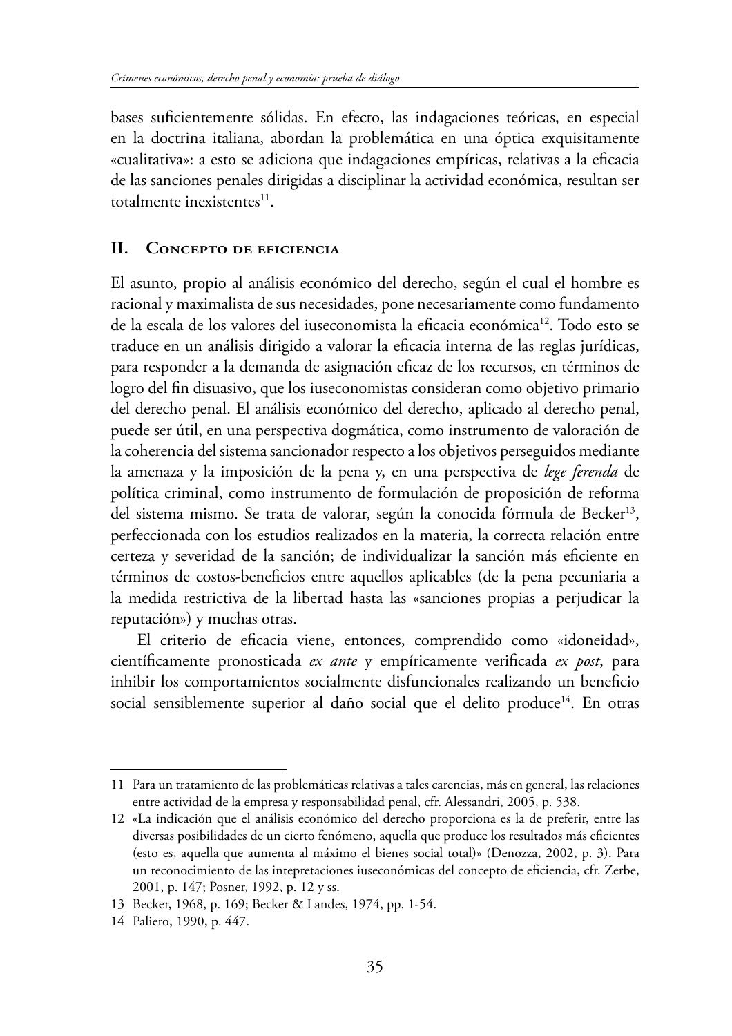bases suficientemente sólidas. En efecto, las indagaciones teóricas, en especial en la doctrina italiana, abordan la problemática en una óptica exquisitamente «cualitativa»: a esto se adiciona que indagaciones empíricas, relativas a la eficacia de las sanciones penales dirigidas a disciplinar la actividad económica, resultan ser totalmente inexistentes[11].

## II. Concepto de eficiencia

El asunto, propio al análisis económico del derecho, según el cual el hombre es racional y maximalista de sus necesidades, pone necesariamente como fundamento de la escala de los valores del iuseconomista la eficacia económica[12]. Todo esto se traduce en un análisis dirigido a valorar la eficacia interna de las reglas jurídicas, para responder a la demanda de asignación eficaz de los recursos, en términos de logro del fin disuasivo, que los iuseconomistas consideran como objetivo primario del derecho penal. El análisis económico del derecho, aplicado al derecho penal, puede ser útil, en una perspectiva dogmática, como instrumento de valoración de la coherencia del sistema sancionador respecto a los objetivos perseguidos mediante la amenaza y la imposición de la pena y, en una perspectiva de *lege ferenda* de política criminal, como instrumento de formulación de proposición de reforma del sistema mismo. Se trata de valorar, según la conocida fórmula de Becker[13], perfeccionada con los estudios realizados en la materia, la correcta relación entre certeza y severidad de la sanción; de individualizar la sanción más eficiente en términos de costos-beneficios entre aquellos aplicables (de la pena pecuniaria a la medida restrictiva de la libertad hasta las «sanciones propias a perjudicar la reputación») y muchas otras.

El criterio de eficacia viene, entonces, comprendido como «idoneidad», científicamente pronosticada *ex ante* y empíricamente verificada *ex post*, para inhibir los comportamientos socialmente disfuncionales realizando un beneficio social sensiblemente superior al daño social que el delito produce[14]. En otras

---

11 Para un tratamiento de las problemáticas relativas a tales carencias, más en general, las relaciones entre actividad de la empresa y responsabilidad penal, cfr. Alessandri, 2005, p. 538.

12 «La indicación que el análisis económico del derecho proporciona es la de preferir, entre las diversas posibilidades de un cierto fenómeno, aquella que produce los resultados más eficientes (esto es, aquella que aumenta al máximo el bienes social total)» (Denozza, 2002, p. 3). Para un reconocimiento de las intepretaciones iuseconómicas del concepto de eficiencia, cfr. Zerbe, 2001, p. 147; Posner, 1992, p. 12 y ss.

13 Becker, 1968, p. 169; Becker & Landes, 1974, pp. 1-54.

14 Paliero, 1990, p. 447.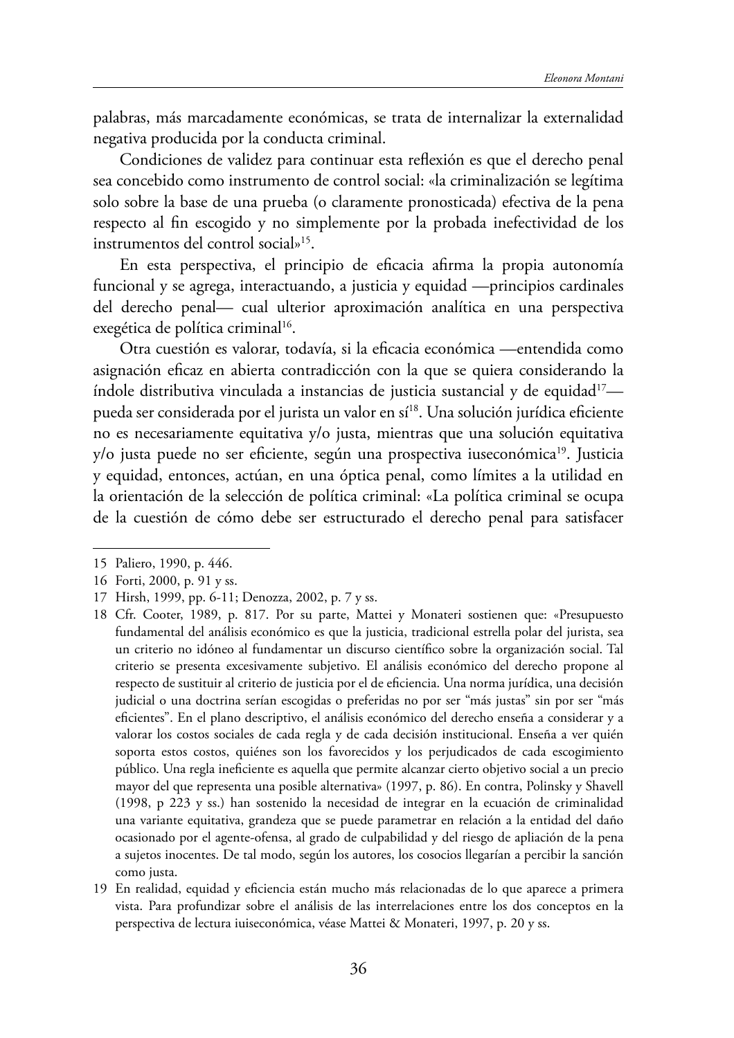palabras, más marcadamente económicas, se trata de internalizar la externalidad negativa producida por la conducta criminal.

Condiciones de validez para continuar esta reflexión es que el derecho penal sea concebido como instrumento de control social: «la criminalización se legítima solo sobre la base de una prueba (o claramente pronosticada) efectiva de la pena respecto al fin escogido y no simplemente por la probada inefectividad de los instrumentos del control social»[15].

En esta perspectiva, el principio de eficacia afirma la propia autonomía funcional y se agrega, interactuando, a justicia y equidad —principios cardinales del derecho penal— cual ulterior aproximación analítica en una perspectiva exegética de política criminal[16].

Otra cuestión es valorar, todavía, si la eficacia económica —entendida como asignación eficaz en abierta contradicción con la que se quiera considerando la índole distributiva vinculada a instancias de justicia sustancial y de equidad[17]— pueda ser considerada por el jurista un valor en sí[18]. Una solución jurídica eficiente no es necesariamente equitativa y/o justa, mientras que una solución equitativa y/o justa puede no ser eficiente, según una prospectiva iuseconómica[19]. Justicia y equidad, entonces, actúan, en una óptica penal, como límites a la utilidad en la orientación de la selección de política criminal: «La política criminal se ocupa de la cuestión de cómo debe ser estructurado el derecho penal para satisfacer

---

15 Paliero, 1990, p. 446.

16 Forti, 2000, p. 91 y ss.

17 Hirsh, 1999, pp. 6-11; Denozza, 2002, p. 7 y ss.

18 Cfr. Cooter, 1989, p. 817. Por su parte, Mattei y Monateri sostienen que: «Presupuesto fundamental del análisis económico es que la justicia, tradicional estrella polar del jurista, sea un criterio no idóneo al fundamentar un discurso científico sobre la organización social. Tal criterio se presenta excesivamente subjetivo. El análisis económico del derecho propone al respecto de sustituir al criterio de justicia por el de eficiencia. Una norma jurídica, una decisión judicial o una doctrina serían escogidas o preferidas no por ser "más justas" sin por ser "más eficientes". En el plano descriptivo, el análisis económico del derecho enseña a considerar y a valorar los costos sociales de cada regla y de cada decisión institucional. Enseña a ver quién soporta estos costos, quiénes son los favorecidos y los perjudicados de cada escogimiento público. Una regla ineficiente es aquella que permite alcanzar cierto objetivo social a un precio mayor del que representa una posible alternativa» (1997, p. 86). En contra, Polinsky y Shavell (1998, p 223 y ss.) han sostenido la necesidad de integrar en la ecuación de criminalidad una variante equitativa, grandeza que se puede parametrar en relación a la entidad del daño ocasionado por el agente-ofensa, al grado de culpabilidad y del riesgo de apliación de la pena a sujetos inocentes. De tal modo, según los autores, los cosocios llegarían a percibir la sanción como justa.

19 En realidad, equidad y eficiencia están mucho más relacionadas de lo que aparece a primera vista. Para profundizar sobre el análisis de las interrelaciones entre los dos conceptos en la perspectiva de lectura iuiseconómica, véase Mattei & Monateri, 1997, p. 20 y ss.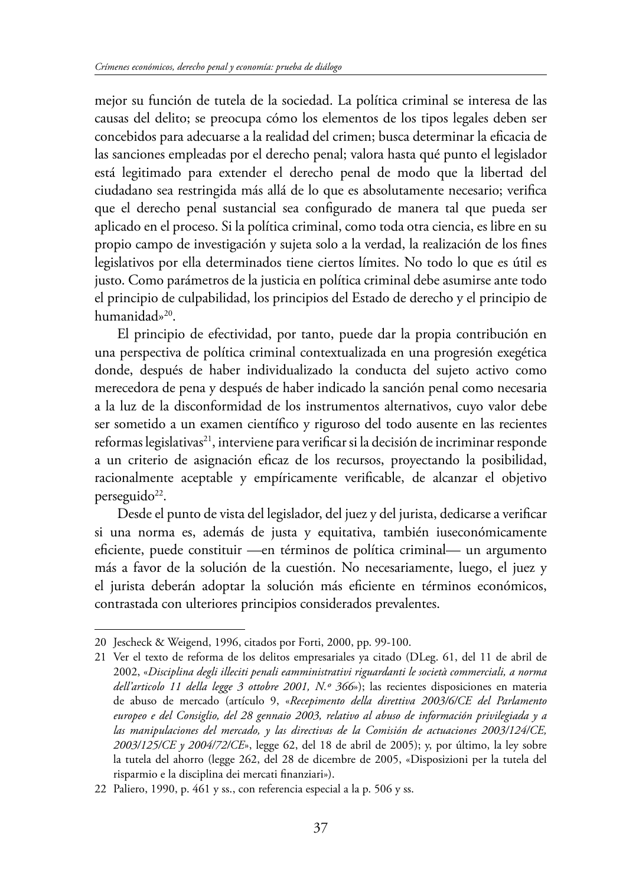mejor su función de tutela de la sociedad. La política criminal se interesa de las causas del delito; se preocupa cómo los elementos de los tipos legales deben ser concebidos para adecuarse a la realidad del crimen; busca determinar la eficacia de las sanciones empleadas por el derecho penal; valora hasta qué punto el legislador está legitimado para extender el derecho penal de modo que la libertad del ciudadano sea restringida más allá de lo que es absolutamente necesario; verifica que el derecho penal sustancial sea configurado de manera tal que pueda ser aplicado en el proceso. Si la política criminal, como toda otra ciencia, es libre en su propio campo de investigación y sujeta solo a la verdad, la realización de los fines legislativos por ella determinados tiene ciertos límites. No todo lo que es útil es justo. Como parámetros de la justicia en política criminal debe asumirse ante todo el principio de culpabilidad, los principios del Estado de derecho y el principio de humanidad»[20].

El principio de efectividad, por tanto, puede dar la propia contribución en una perspectiva de política criminal contextualizada en una progresión exegética donde, después de haber individualizado la conducta del sujeto activo como merecedora de pena y después de haber indicado la sanción penal como necesaria a la luz de la disconformidad de los instrumentos alternativos, cuyo valor debe ser sometido a un examen científico y riguroso del todo ausente en las recientes reformas legislativas[21], interviene para verificar si la decisión de incriminar responde a un criterio de asignación eficaz de los recursos, proyectando la posibilidad, racionalmente aceptable y empíricamente verificable, de alcanzar el objetivo perseguido[22].

Desde el punto de vista del legislador, del juez y del jurista, dedicarse a verificar si una norma es, además de justa y equitativa, también iuseconómicamente eficiente, puede constituir —en términos de política criminal— un argumento más a favor de la solución de la cuestión. No necesariamente, luego, el juez y el jurista deberán adoptar la solución más eficiente en términos económicos, contrastada con ulteriores principios considerados prevalentes.

---

20 Jescheck & Weigend, 1996, citados por Forti, 2000, pp. 99-100.

21 Ver el texto de reforma de los delitos empresariales ya citado (DLeg. 61, del 11 de abril de 2002, «*Disciplina degli illeciti penali eamministrativi riguardanti le società commerciali, a norma dell'articolo 11 della legge 3 ottobre 2001, N.º 366*»); las recientes disposiciones en materia de abuso de mercado (artículo 9, «*Recepimento della direttiva 2003/6/CE del Parlamento europeo e del Consiglio, del 28 gennaio 2003, relativo al abuso de información privilegiada y a las manipulaciones del mercado, y las directivas de la Comisión de actuaciones 2003/124/CE, 2003/125/CE y 2004/72/CE*», legge 62, del 18 de abril de 2005); y, por último, la ley sobre la tutela del ahorro (legge 262, del 28 de dicembre de 2005, «Disposizioni per la tutela del risparmio e la disciplina dei mercati finanziari»).

22 Paliero, 1990, p. 461 y ss., con referencia especial a la p. 506 y ss.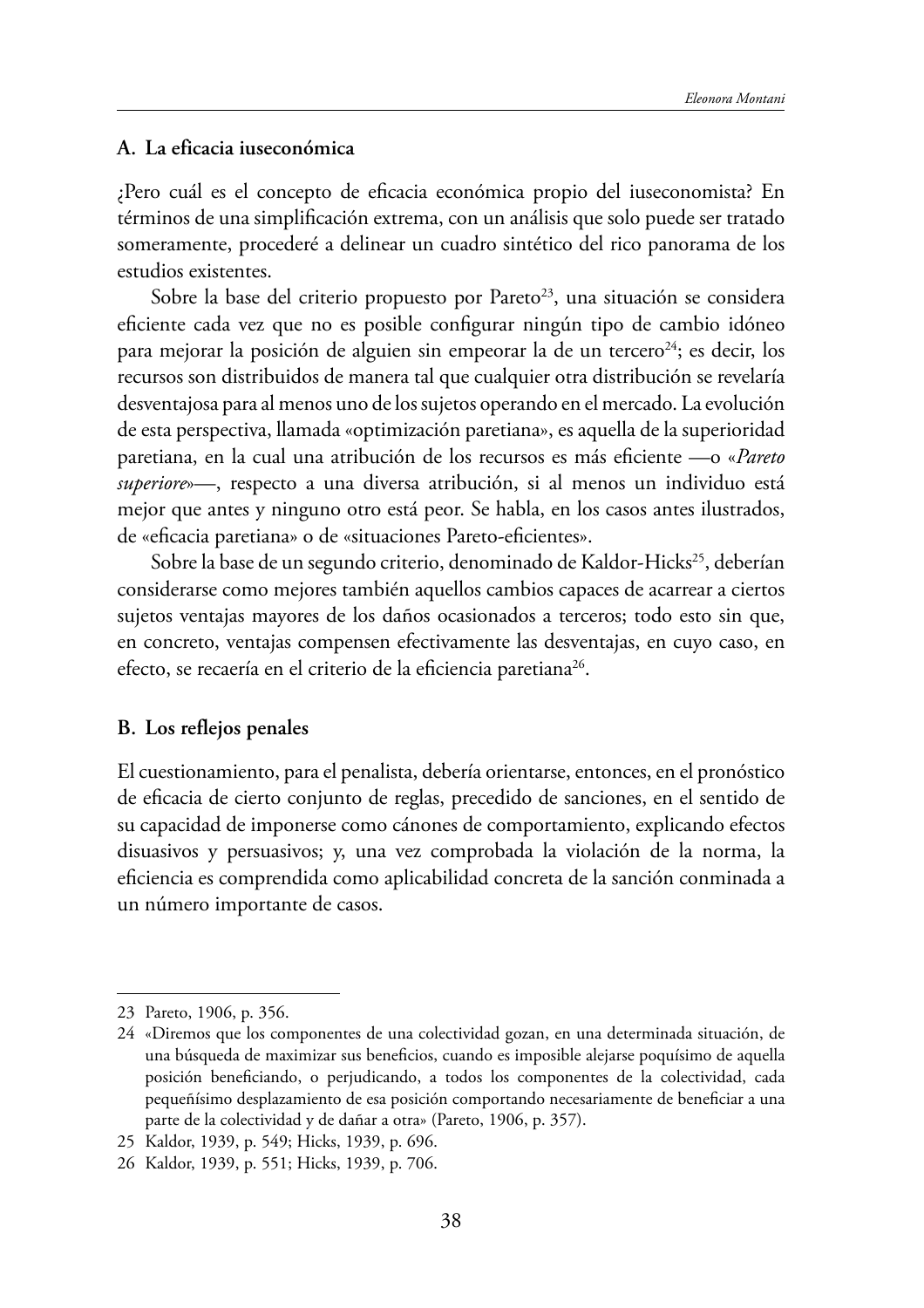### A. La eficacia iuseconómica

¿Pero cuál es el concepto de eficacia económica propio del iuseconomista? En términos de una simplificación extrema, con un análisis que solo puede ser tratado someramente, procederé a delinear un cuadro sintético del rico panorama de los estudios existentes.

Sobre la base del criterio propuesto por Pareto[23], una situación se considera eficiente cada vez que no es posible configurar ningún tipo de cambio idóneo para mejorar la posición de alguien sin empeorar la de un tercero[24]; es decir, los recursos son distribuidos de manera tal que cualquier otra distribución se revelaría desventajosa para al menos uno de los sujetos operando en el mercado. La evolución de esta perspectiva, llamada «optimización paretiana», es aquella de la superioridad paretiana, en la cual una atribución de los recursos es más eficiente —o «*Pareto superiore*»—, respecto a una diversa atribución, si al menos un individuo está mejor que antes y ninguno otro está peor. Se habla, en los casos antes ilustrados, de «eficacia paretiana» o de «situaciones Pareto-eficientes».

Sobre la base de un segundo criterio, denominado de Kaldor-Hicks[25], deberían considerarse como mejores también aquellos cambios capaces de acarrear a ciertos sujetos ventajas mayores de los daños ocasionados a terceros; todo esto sin que, en concreto, ventajas compensen efectivamente las desventajas, en cuyo caso, en efecto, se recaería en el criterio de la eficiencia paretiana[26].

### B. Los reflejos penales

El cuestionamiento, para el penalista, debería orientarse, entonces, en el pronóstico de eficacia de cierto conjunto de reglas, precedido de sanciones, en el sentido de su capacidad de imponerse como cánones de comportamiento, explicando efectos disuasivos y persuasivos; y, una vez comprobada la violación de la norma, la eficiencia es comprendida como aplicabilidad concreta de la sanción conminada a un número importante de casos.

---

23 Pareto, 1906, p. 356.

24 «Diremos que los componentes de una colectividad gozan, en una determinada situación, de una búsqueda de maximizar sus beneficios, cuando es imposible alejarse poquísimo de aquella posición beneficiando, o perjudicando, a todos los componentes de la colectividad, cada pequeñísimo desplazamiento de esa posición comportando necesariamente de beneficiar a una parte de la colectividad y de dañar a otra» (Pareto, 1906, p. 357).

25 Kaldor, 1939, p. 549; Hicks, 1939, p. 696.

26 Kaldor, 1939, p. 551; Hicks, 1939, p. 706.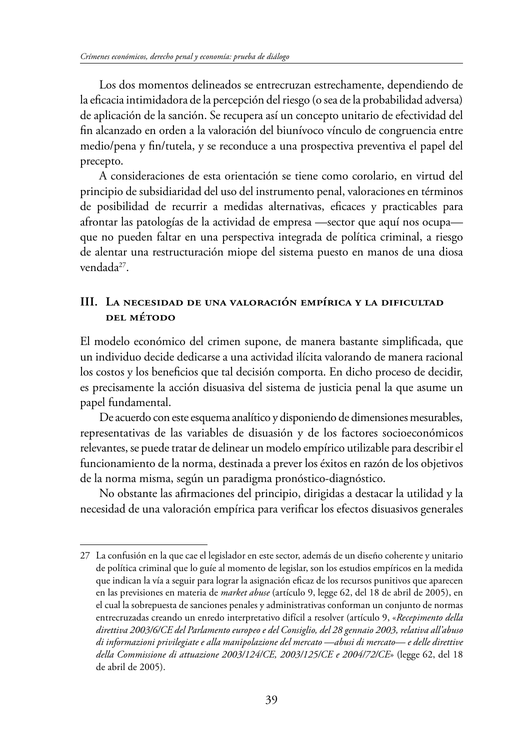Los dos momentos delineados se entrecruzan estrechamente, dependiendo de la eficacia intimidadora de la percepción del riesgo (o sea de la probabilidad adversa) de aplicación de la sanción. Se recupera así un concepto unitario de efectividad del fin alcanzado en orden a la valoración del biunívoco vínculo de congruencia entre medio/pena y fin/tutela, y se reconduce a una prospectiva preventiva el papel del precepto.

A consideraciones de esta orientación se tiene como corolario, en virtud del principio de subsidiaridad del uso del instrumento penal, valoraciones en términos de posibilidad de recurrir a medidas alternativas, eficaces y practicables para afrontar las patologías de la actividad de empresa —sector que aquí nos ocupa— que no pueden faltar en una perspectiva integrada de política criminal, a riesgo de alentar una restructuración miope del sistema puesto en manos de una diosa vendada[27].

## III. La necesidad de una valoración empírica y la dificultad del método

El modelo económico del crimen supone, de manera bastante simplificada, que un individuo decide dedicarse a una actividad ilícita valorando de manera racional los costos y los beneficios que tal decisión comporta. En dicho proceso de decidir, es precisamente la acción disuasiva del sistema de justicia penal la que asume un papel fundamental.

De acuerdo con este esquema analítico y disponiendo de dimensiones mesurables, representativas de las variables de disuasión y de los factores socioeconómicos relevantes, se puede tratar de delinear un modelo empírico utilizable para describir el funcionamiento de la norma, destinada a prever los éxitos en razón de los objetivos de la norma misma, según un paradigma pronóstico-diagnóstico.

No obstante las afirmaciones del principio, dirigidas a destacar la utilidad y la necesidad de una valoración empírica para verificar los efectos disuasivos generales

---

27 La confusión en la que cae el legislador en este sector, además de un diseño coherente y unitario de política criminal que lo guíe al momento de legislar, son los estudios empíricos en la medida que indican la vía a seguir para lograr la asignación eficaz de los recursos punitivos que aparecen en las previsiones en materia de *market abuse* (artículo 9, legge 62, del 18 de abril de 2005), en el cual la sobrepuesta de sanciones penales y administrativas conforman un conjunto de normas entrecruzadas creando un enredo interpretativo difícil a resolver (artículo 9, «*Recepimento della direttiva 2003/6/CE del Parlamento europeo e del Consiglio, del 28 gennaio 2003, relativa all'abuso di informazioni privilegiate e alla manipolazione del mercato —abusi di mercato— e delle direttive della Commissione di attuazione 2003/124/CE, 2003/125/CE e 2004/72/CE*» (legge 62, del 18 de abril de 2005).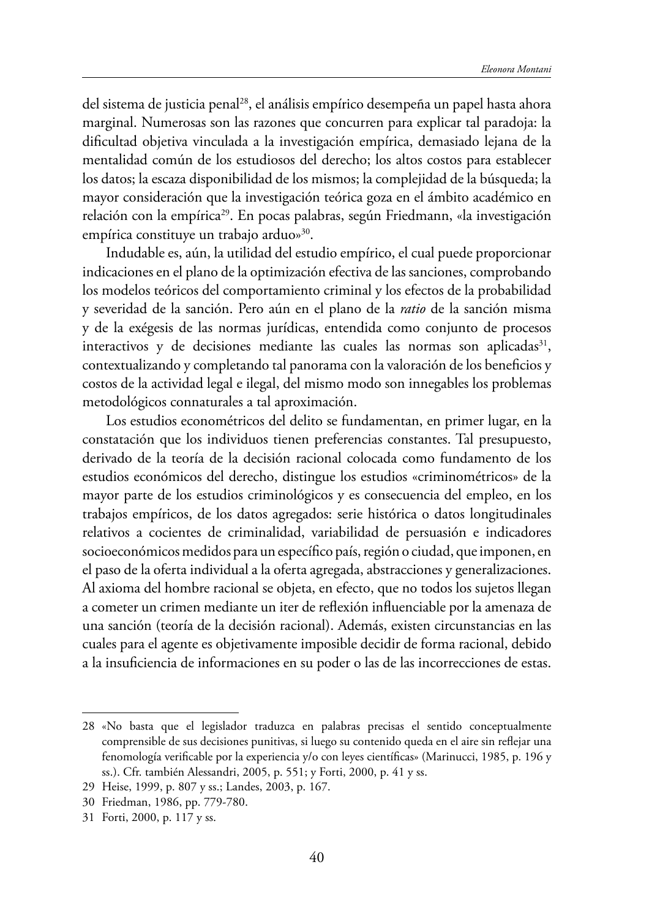del sistema de justicia penal[28], el análisis empírico desempeña un papel hasta ahora marginal. Numerosas son las razones que concurren para explicar tal paradoja: la dificultad objetiva vinculada a la investigación empírica, demasiado lejana de la mentalidad común de los estudiosos del derecho; los altos costos para establecer los datos; la escaza disponibilidad de los mismos; la complejidad de la búsqueda; la mayor consideración que la investigación teórica goza en el ámbito académico en relación con la empírica[29]. En pocas palabras, según Friedmann, «la investigación empírica constituye un trabajo arduo»[30].

Indudable es, aún, la utilidad del estudio empírico, el cual puede proporcionar indicaciones en el plano de la optimización efectiva de las sanciones, comprobando los modelos teóricos del comportamiento criminal y los efectos de la probabilidad y severidad de la sanción. Pero aún en el plano de la *ratio* de la sanción misma y de la exégesis de las normas jurídicas, entendida como conjunto de procesos interactivos y de decisiones mediante las cuales las normas son aplicadas[31], contextualizando y completando tal panorama con la valoración de los beneficios y costos de la actividad legal e ilegal, del mismo modo son innegables los problemas metodológicos connaturales a tal aproximación.

Los estudios econométricos del delito se fundamentan, en primer lugar, en la constatación que los individuos tienen preferencias constantes. Tal presupuesto, derivado de la teoría de la decisión racional colocada como fundamento de los estudios económicos del derecho, distingue los estudios «criminométricos» de la mayor parte de los estudios criminológicos y es consecuencia del empleo, en los trabajos empíricos, de los datos agregados: serie histórica o datos longitudinales relativos a cocientes de criminalidad, variabilidad de persuasión e indicadores socioeconómicos medidos para un específico país, región o ciudad, que imponen, en el paso de la oferta individual a la oferta agregada, abstracciones y generalizaciones. Al axioma del hombre racional se objeta, en efecto, que no todos los sujetos llegan a cometer un crimen mediante un iter de reflexión influenciable por la amenaza de una sanción (teoría de la decisión racional). Además, existen circunstancias en las cuales para el agente es objetivamente imposible decidir de forma racional, debido a la insuficiencia de informaciones en su poder o las de las incorrecciones de estas.

---

28 «No basta que el legislador traduzca en palabras precisas el sentido conceptualmente comprensible de sus decisiones punitivas, si luego su contenido queda en el aire sin reflejar una fenomología verificable por la experiencia y/o con leyes científicas» (Marinucci, 1985, p. 196 y ss.). Cfr. también Alessandri, 2005, p. 551; y Forti, 2000, p. 41 y ss.

29 Heise, 1999, p. 807 y ss.; Landes, 2003, p. 167.

30 Friedman, 1986, pp. 779-780.

31 Forti, 2000, p. 117 y ss.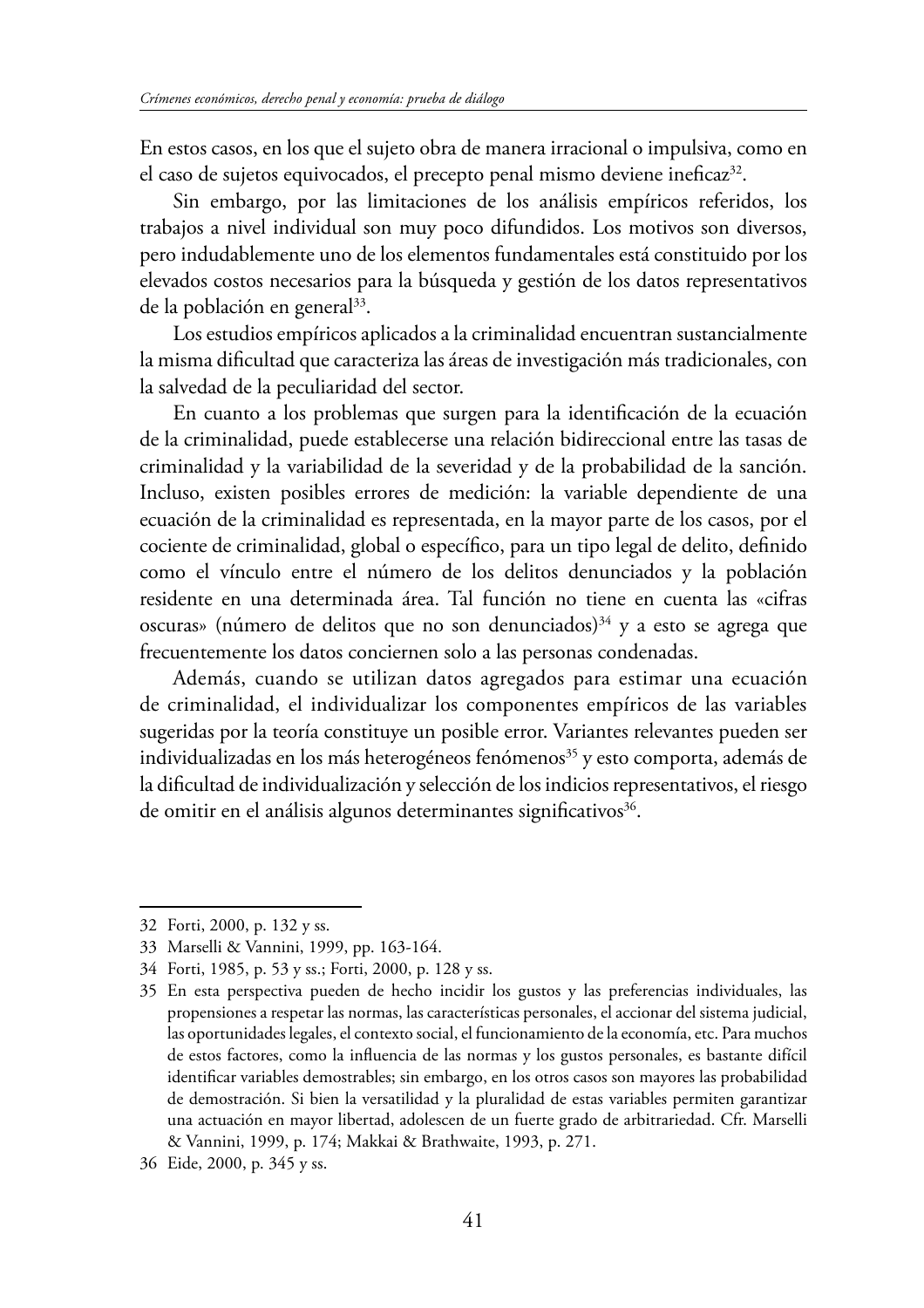En estos casos, en los que el sujeto obra de manera irracional o impulsiva, como en el caso de sujetos equivocados, el precepto penal mismo deviene ineficaz[32].

Sin embargo, por las limitaciones de los análisis empíricos referidos, los trabajos a nivel individual son muy poco difundidos. Los motivos son diversos, pero indudablemente uno de los elementos fundamentales está constituido por los elevados costos necesarios para la búsqueda y gestión de los datos representativos de la población en general[33].

Los estudios empíricos aplicados a la criminalidad encuentran sustancialmente la misma dificultad que caracteriza las áreas de investigación más tradicionales, con la salvedad de la peculiaridad del sector.

En cuanto a los problemas que surgen para la identificación de la ecuación de la criminalidad, puede establecerse una relación bidireccional entre las tasas de criminalidad y la variabilidad de la severidad y de la probabilidad de la sanción. Incluso, existen posibles errores de medición: la variable dependiente de una ecuación de la criminalidad es representada, en la mayor parte de los casos, por el cociente de criminalidad, global o específico, para un tipo legal de delito, definido como el vínculo entre el número de los delitos denunciados y la población residente en una determinada área. Tal función no tiene en cuenta las «cifras oscuras» (número de delitos que no son denunciados)[34] y a esto se agrega que frecuentemente los datos conciernen solo a las personas condenadas.

Además, cuando se utilizan datos agregados para estimar una ecuación de criminalidad, el individualizar los componentes empíricos de las variables sugeridas por la teoría constituye un posible error. Variantes relevantes pueden ser individualizadas en los más heterogéneos fenómenos[35] y esto comporta, además de la dificultad de individualización y selección de los indicios representativos, el riesgo de omitir en el análisis algunos determinantes significativos[36].

---

32 Forti, 2000, p. 132 y ss.

33 Marselli & Vannini, 1999, pp. 163-164.

34 Forti, 1985, p. 53 y ss.; Forti, 2000, p. 128 y ss.

35 En esta perspectiva pueden de hecho incidir los gustos y las preferencias individuales, las propensiones a respetar las normas, las características personales, el accionar del sistema judicial, las oportunidades legales, el contexto social, el funcionamiento de la economía, etc. Para muchos de estos factores, como la influencia de las normas y los gustos personales, es bastante difícil identificar variables demostrables; sin embargo, en los otros casos son mayores las probabilidad de demostración. Si bien la versatilidad y la pluralidad de estas variables permiten garantizar una actuación en mayor libertad, adolescen de un fuerte grado de arbitrariedad. Cfr. Marselli & Vannini, 1999, p. 174; Makkai & Brathwaite, 1993, p. 271.

36 Eide, 2000, p. 345 y ss.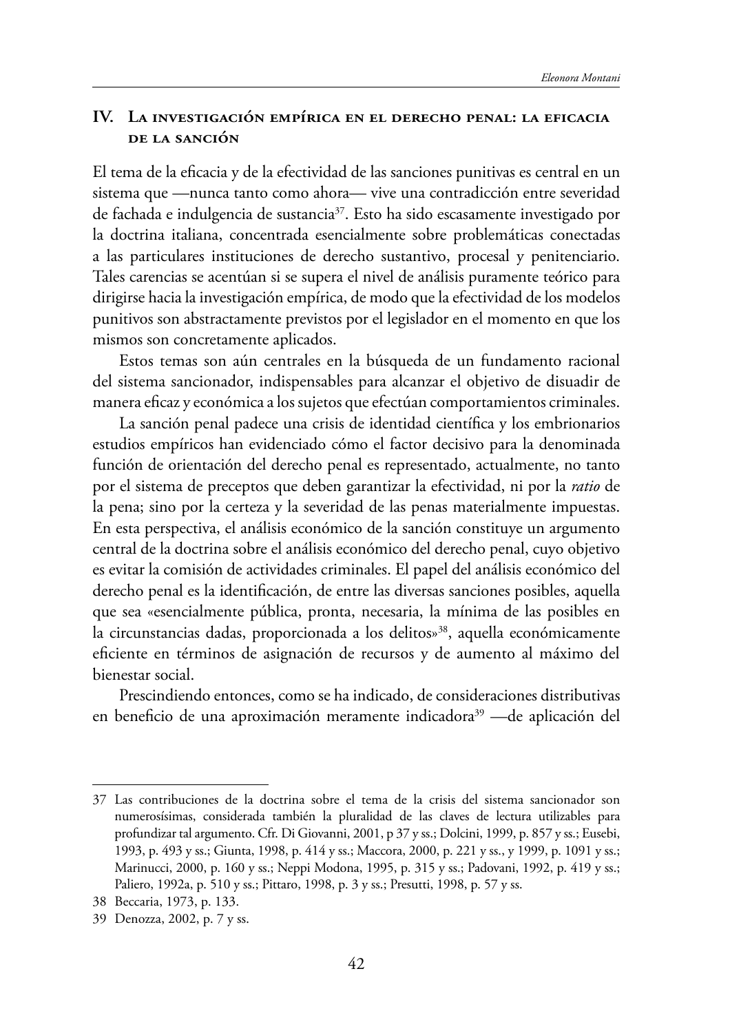## IV. La investigación empírica en el derecho penal: la eficacia de la sanción

El tema de la eficacia y de la efectividad de las sanciones punitivas es central en un sistema que —nunca tanto como ahora— vive una contradicción entre severidad de fachada e indulgencia de sustancia[37]. Esto ha sido escasamente investigado por la doctrina italiana, concentrada esencialmente sobre problemáticas conectadas a las particulares instituciones de derecho sustantivo, procesal y penitenciario. Tales carencias se acentúan si se supera el nivel de análisis puramente teórico para dirigirse hacia la investigación empírica, de modo que la efectividad de los modelos punitivos son abstractamente previstos por el legislador en el momento en que los mismos son concretamente aplicados.

Estos temas son aún centrales en la búsqueda de un fundamento racional del sistema sancionador, indispensables para alcanzar el objetivo de disuadir de manera eficaz y económica a los sujetos que efectúan comportamientos criminales.

La sanción penal padece una crisis de identidad científica y los embrionarios estudios empíricos han evidenciado cómo el factor decisivo para la denominada función de orientación del derecho penal es representado, actualmente, no tanto por el sistema de preceptos que deben garantizar la efectividad, ni por la *ratio* de la pena; sino por la certeza y la severidad de las penas materialmente impuestas. En esta perspectiva, el análisis económico de la sanción constituye un argumento central de la doctrina sobre el análisis económico del derecho penal, cuyo objetivo es evitar la comisión de actividades criminales. El papel del análisis económico del derecho penal es la identificación, de entre las diversas sanciones posibles, aquella que sea «esencialmente pública, pronta, necesaria, la mínima de las posibles en la circunstancias dadas, proporcionada a los delitos»[38], aquella económicamente eficiente en términos de asignación de recursos y de aumento al máximo del bienestar social.

Prescindiendo entonces, como se ha indicado, de consideraciones distributivas en beneficio de una aproximación meramente indicadora[39] —de aplicación del

---

37 Las contribuciones de la doctrina sobre el tema de la crisis del sistema sancionador son numerosísimas, considerada también la pluralidad de las claves de lectura utilizables para profundizar tal argumento. Cfr. Di Giovanni, 2001, p 37 y ss.; Dolcini, 1999, p. 857 y ss.; Eusebi, 1993, p. 493 y ss.; Giunta, 1998, p. 414 y ss.; Maccora, 2000, p. 221 y ss., y 1999, p. 1091 y ss.; Marinucci, 2000, p. 160 y ss.; Neppi Modona, 1995, p. 315 y ss.; Padovani, 1992, p. 419 y ss.; Paliero, 1992a, p. 510 y ss.; Pittaro, 1998, p. 3 y ss.; Presutti, 1998, p. 57 y ss.

38 Beccaria, 1973, p. 133.

39 Denozza, 2002, p. 7 y ss.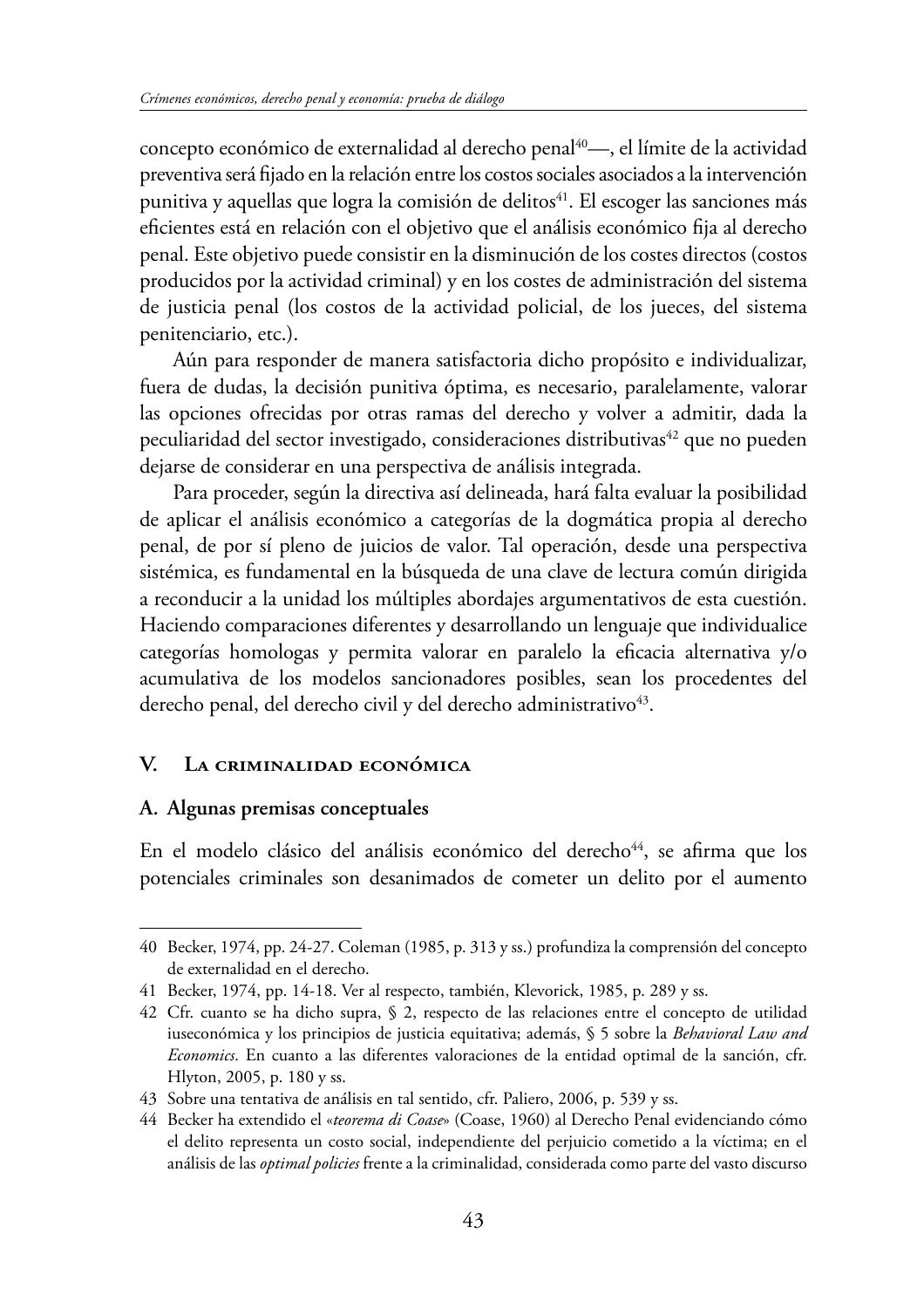concepto económico de externalidad al derecho penal[40]—, el límite de la actividad preventiva será fijado en la relación entre los costos sociales asociados a la intervención punitiva y aquellas que logra la comisión de delitos[41]. El escoger las sanciones más eficientes está en relación con el objetivo que el análisis económico fija al derecho penal. Este objetivo puede consistir en la disminución de los costes directos (costos producidos por la actividad criminal) y en los costes de administración del sistema de justicia penal (los costos de la actividad policial, de los jueces, del sistema penitenciario, etc.).

Aún para responder de manera satisfactoria dicho propósito e individualizar, fuera de dudas, la decisión punitiva óptima, es necesario, paralelamente, valorar las opciones ofrecidas por otras ramas del derecho y volver a admitir, dada la peculiaridad del sector investigado, consideraciones distributivas[42] que no pueden dejarse de considerar en una perspectiva de análisis integrada.

Para proceder, según la directiva así delineada, hará falta evaluar la posibilidad de aplicar el análisis económico a categorías de la dogmática propia al derecho penal, de por sí pleno de juicios de valor. Tal operación, desde una perspectiva sistémica, es fundamental en la búsqueda de una clave de lectura común dirigida a reconducir a la unidad los múltiples abordajes argumentativos de esta cuestión. Haciendo comparaciones diferentes y desarrollando un lenguaje que individualice categorías homologas y permita valorar en paralelo la eficacia alternativa y/o acumulativa de los modelos sancionadores posibles, sean los procedentes del derecho penal, del derecho civil y del derecho administrativo[43].

## V. La criminalidad económica

### A. Algunas premisas conceptuales

En el modelo clásico del análisis económico del derecho[44], se afirma que los potenciales criminales son desanimados de cometer un delito por el aumento

---

40 Becker, 1974, pp. 24-27. Coleman (1985, p. 313 y ss.) profundiza la comprensión del concepto de externalidad en el derecho.

41 Becker, 1974, pp. 14-18. Ver al respecto, también, Klevorick, 1985, p. 289 y ss.

42 Cfr. cuanto se ha dicho supra, § 2, respecto de las relaciones entre el concepto de utilidad iuseconómica y los principios de justicia equitativa; además, § 5 sobre la *Behavioral Law and Economics*. En cuanto a las diferentes valoraciones de la entidad optimal de la sanción, cfr. Hlyton, 2005, p. 180 y ss.

43 Sobre una tentativa de análisis en tal sentido, cfr. Paliero, 2006, p. 539 y ss.

44 Becker ha extendido el «*teorema di Coase*» (Coase, 1960) al Derecho Penal evidenciando cómo el delito representa un costo social, independiente del perjuicio cometido a la víctima; en el análisis de las *optimal policies* frente a la criminalidad, considerada como parte del vasto discurso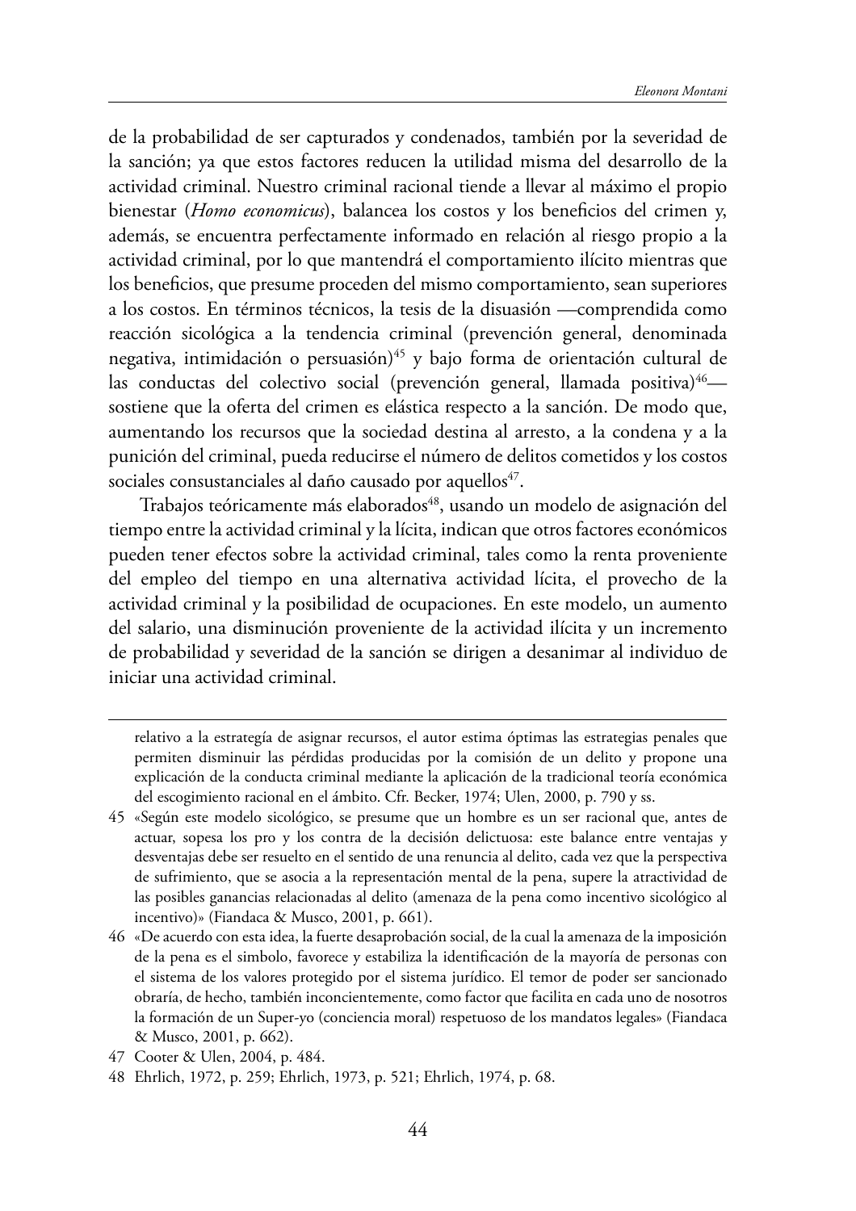de la probabilidad de ser capturados y condenados, también por la severidad de la sanción; ya que estos factores reducen la utilidad misma del desarrollo de la actividad criminal. Nuestro criminal racional tiende a llevar al máximo el propio bienestar (*Homo economicus*), balancea los costos y los beneficios del crimen y, además, se encuentra perfectamente informado en relación al riesgo propio a la actividad criminal, por lo que mantendrá el comportamiento ilícito mientras que los beneficios, que presume proceden del mismo comportamiento, sean superiores a los costos. En términos técnicos, la tesis de la disuasión —comprendida como reacción sicológica a la tendencia criminal (prevención general, denominada negativa, intimidación o persuasión)[45] y bajo forma de orientación cultural de las conductas del colectivo social (prevención general, llamada positiva)[46]— sostiene que la oferta del crimen es elástica respecto a la sanción. De modo que, aumentando los recursos que la sociedad destina al arresto, a la condena y a la punición del criminal, pueda reducirse el número de delitos cometidos y los costos sociales consustanciales al daño causado por aquellos[47].

Trabajos teóricamente más elaborados[48], usando un modelo de asignación del tiempo entre la actividad criminal y la lícita, indican que otros factores económicos pueden tener efectos sobre la actividad criminal, tales como la renta proveniente del empleo del tiempo en una alternativa actividad lícita, el provecho de la actividad criminal y la posibilidad de ocupaciones. En este modelo, un aumento del salario, una disminución proveniente de la actividad ilícita y un incremento de probabilidad y severidad de la sanción se dirigen a desanimar al individuo de iniciar una actividad criminal.

---

relativo a la estrategía de asignar recursos, el autor estima óptimas las estrategias penales que permiten disminuir las pérdidas producidas por la comisión de un delito y propone una explicación de la conducta criminal mediante la aplicación de la tradicional teoría económica del escogimiento racional en el ámbito. Cfr. Becker, 1974; Ulen, 2000, p. 790 y ss.

45 «Según este modelo sicológico, se presume que un hombre es un ser racional que, antes de actuar, sopesa los pro y los contra de la decisión delictuosa: este balance entre ventajas y desventajas debe ser resuelto en el sentido de una renuncia al delito, cada vez que la perspectiva de sufrimiento, que se asocia a la representación mental de la pena, supere la atractividad de las posibles ganancias relacionadas al delito (amenaza de la pena como incentivo sicológico al incentivo)» (Fiandaca & Musco, 2001, p. 661).

46 «De acuerdo con esta idea, la fuerte desaprobación social, de la cual la amenaza de la imposición de la pena es el simbolo, favorece y estabiliza la identificación de la mayoría de personas con el sistema de los valores protegido por el sistema jurídico. El temor de poder ser sancionado obraría, de hecho, también inconcientemente, como factor que facilita en cada uno de nosotros la formación de un Super-yo (conciencia moral) respetuoso de los mandatos legales» (Fiandaca & Musco, 2001, p. 662).

47 Cooter & Ulen, 2004, p. 484.

48 Ehrlich, 1972, p. 259; Ehrlich, 1973, p. 521; Ehrlich, 1974, p. 68.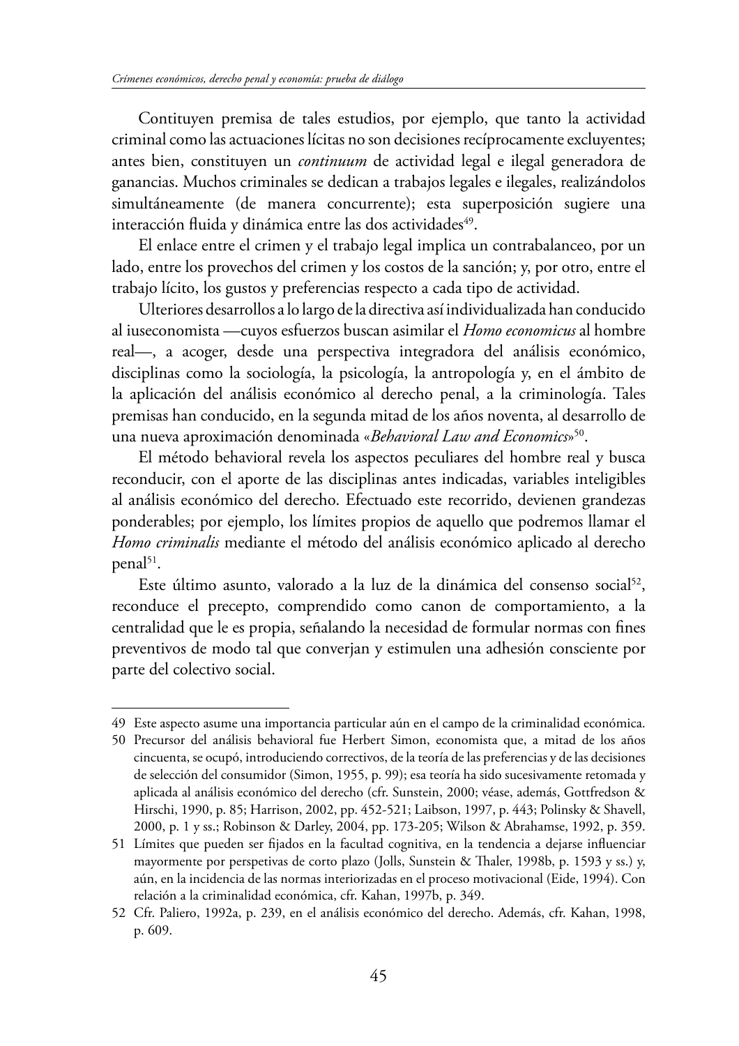Contituyen premisa de tales estudios, por ejemplo, que tanto la actividad criminal como las actuaciones lícitas no son decisiones recíprocamente excluyentes; antes bien, constituyen un *continuum* de actividad legal e ilegal generadora de ganancias. Muchos criminales se dedican a trabajos legales e ilegales, realizándolos simultáneamente (de manera concurrente); esta superposición sugiere una interacción fluida y dinámica entre las dos actividades[49].

El enlace entre el crimen y el trabajo legal implica un contrabalanceo, por un lado, entre los provechos del crimen y los costos de la sanción; y, por otro, entre el trabajo lícito, los gustos y preferencias respecto a cada tipo de actividad.

Ulteriores desarrollos a lo largo de la directiva así individualizada han conducido al iuseconomista —cuyos esfuerzos buscan asimilar el *Homo economicus* al hombre real—, a acoger, desde una perspectiva integradora del análisis económico, disciplinas como la sociología, la psicología, la antropología y, en el ámbito de la aplicación del análisis económico al derecho penal, a la criminología. Tales premisas han conducido, en la segunda mitad de los años noventa, al desarrollo de una nueva aproximación denominada «*Behavioral Law and Economics*»[50].

El método behavioral revela los aspectos peculiares del hombre real y busca reconducir, con el aporte de las disciplinas antes indicadas, variables inteligibles al análisis económico del derecho. Efectuado este recorrido, devienen grandezas ponderables; por ejemplo, los límites propios de aquello que podremos llamar el *Homo criminalis* mediante el método del análisis económico aplicado al derecho penal[51].

Este último asunto, valorado a la luz de la dinámica del consenso social[52], reconduce el precepto, comprendido como canon de comportamiento, a la centralidad que le es propia, señalando la necesidad de formular normas con fines preventivos de modo tal que converjan y estimulen una adhesión consciente por parte del colectivo social.

---

49 Este aspecto asume una importancia particular aún en el campo de la criminalidad económica.

50 Precursor del análisis behavioral fue Herbert Simon, economista que, a mitad de los años cincuenta, se ocupó, introduciendo correctivos, de la teoría de las preferencias y de las decisiones de selección del consumidor (Simon, 1955, p. 99); esa teoría ha sido sucesivamente retomada y aplicada al análisis económico del derecho (cfr. Sunstein, 2000; véase, además, Gottfredson & Hirschi, 1990, p. 85; Harrison, 2002, pp. 452-521; Laibson, 1997, p. 443; Polinsky & Shavell, 2000, p. 1 y ss.; Robinson & Darley, 2004, pp. 173-205; Wilson & Abrahamse, 1992, p. 359.

51 Límites que pueden ser fijados en la facultad cognitiva, en la tendencia a dejarse influenciar mayormente por perspetivas de corto plazo (Jolls, Sunstein & Thaler, 1998b, p. 1593 y ss.) y, aún, en la incidencia de las normas interiorizadas en el proceso motivacional (Eide, 1994). Con relación a la criminalidad económica, cfr. Kahan, 1997b, p. 349.

52 Cfr. Paliero, 1992a, p. 239, en el análisis económico del derecho. Además, cfr. Kahan, 1998, p. 609.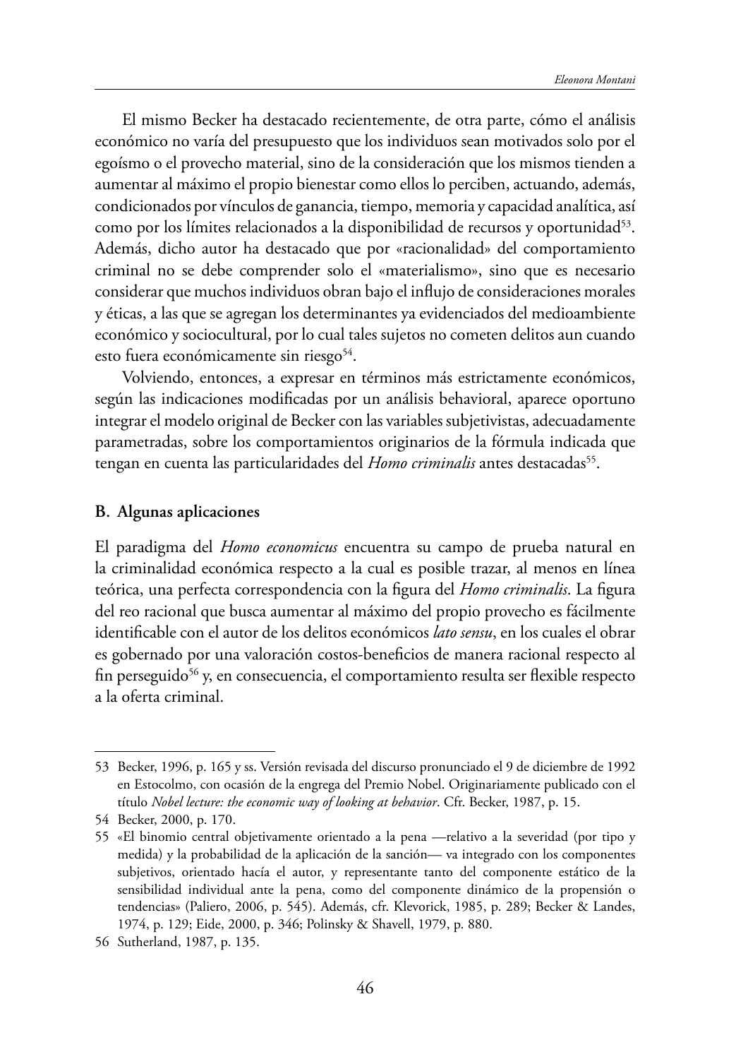El mismo Becker ha destacado recientemente, de otra parte, cómo el análisis económico no varía del presupuesto que los individuos sean motivados solo por el egoísmo o el provecho material, sino de la consideración que los mismos tienden a aumentar al máximo el propio bienestar como ellos lo perciben, actuando, además, condicionados por vínculos de ganancia, tiempo, memoria y capacidad analítica, así como por los límites relacionados a la disponibilidad de recursos y oportunidad[53]. Además, dicho autor ha destacado que por «racionalidad» del comportamiento criminal no se debe comprender solo el «materialismo», sino que es necesario considerar que muchos individuos obran bajo el influjo de consideraciones morales y éticas, a las que se agregan los determinantes ya evidenciados del medioambiente económico y sociocultural, por lo cual tales sujetos no cometen delitos aun cuando esto fuera económicamente sin riesgo[54].

Volviendo, entonces, a expresar en términos más estrictamente económicos, según las indicaciones modificadas por un análisis behavioral, aparece oportuno integrar el modelo original de Becker con las variables subjetivistas, adecuadamente parametradas, sobre los comportamientos originarios de la fórmula indicada que tengan en cuenta las particularidades del *Homo criminalis* antes destacadas[55].

### B. Algunas aplicaciones

El paradigma del *Homo economicus* encuentra su campo de prueba natural en la criminalidad económica respecto a la cual es posible trazar, al menos en línea teórica, una perfecta correspondencia con la figura del *Homo criminalis*. La figura del reo racional que busca aumentar al máximo del propio provecho es fácilmente identificable con el autor de los delitos económicos *lato sensu*, en los cuales el obrar es gobernado por una valoración costos-beneficios de manera racional respecto al fin perseguido[56] y, en consecuencia, el comportamiento resulta ser flexible respecto a la oferta criminal.

---

53 Becker, 1996, p. 165 y ss. Versión revisada del discurso pronunciado el 9 de diciembre de 1992 en Estocolmo, con ocasión de la engrega del Premio Nobel. Originariamente publicado con el título *Nobel lecture: the economic way of looking at behavior*. Cfr. Becker, 1987, p. 15.

54 Becker, 2000, p. 170.

55 «El binomio central objetivamente orientado a la pena —relativo a la severidad (por tipo y medida) y la probabilidad de la aplicación de la sanción— va integrado con los componentes subjetivos, orientado hacía el autor, y representante tanto del componente estático de la sensibilidad individual ante la pena, como del componente dinámico de la propensión o tendencias» (Paliero, 2006, p. 545). Además, cfr. Klevorick, 1985, p. 289; Becker & Landes, 1974, p. 129; Eide, 2000, p. 346; Polinsky & Shavell, 1979, p. 880.

56 Sutherland, 1987, p. 135.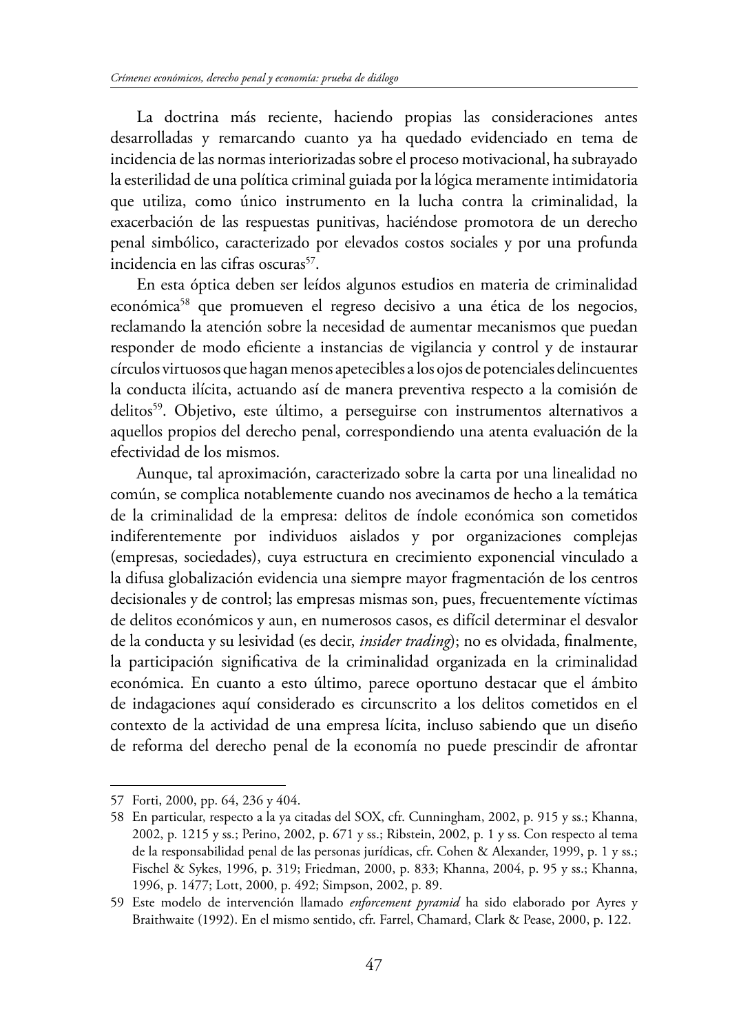La doctrina más reciente, haciendo propias las consideraciones antes desarrolladas y remarcando cuanto ya ha quedado evidenciado en tema de incidencia de las normas interiorizadas sobre el proceso motivacional, ha subrayado la esterilidad de una política criminal guiada por la lógica meramente intimidatoria que utiliza, como único instrumento en la lucha contra la criminalidad, la exacerbación de las respuestas punitivas, haciéndose promotora de un derecho penal simbólico, caracterizado por elevados costos sociales y por una profunda incidencia en las cifras oscuras[57].

En esta óptica deben ser leídos algunos estudios en materia de criminalidad económica[58] que promueven el regreso decisivo a una ética de los negocios, reclamando la atención sobre la necesidad de aumentar mecanismos que puedan responder de modo eficiente a instancias de vigilancia y control y de instaurar círculos virtuosos que hagan menos apetecibles a los ojos de potenciales delincuentes la conducta ilícita, actuando así de manera preventiva respecto a la comisión de delitos[59]. Objetivo, este último, a perseguirse con instrumentos alternativos a aquellos propios del derecho penal, correspondiendo una atenta evaluación de la efectividad de los mismos.

Aunque, tal aproximación, caracterizado sobre la carta por una linealidad no común, se complica notablemente cuando nos avecinamos de hecho a la temática de la criminalidad de la empresa: delitos de índole económica son cometidos indiferentemente por individuos aislados y por organizaciones complejas (empresas, sociedades), cuya estructura en crecimiento exponencial vinculado a la difusa globalización evidencia una siempre mayor fragmentación de los centros decisionales y de control; las empresas mismas son, pues, frecuentemente víctimas de delitos económicos y aun, en numerosos casos, es difícil determinar el desvalor de la conducta y su lesividad (es decir, *insider trading*); no es olvidada, finalmente, la participación significativa de la criminalidad organizada en la criminalidad económica. En cuanto a esto último, parece oportuno destacar que el ámbito de indagaciones aquí considerado es circunscrito a los delitos cometidos en el contexto de la actividad de una empresa lícita, incluso sabiendo que un diseño de reforma del derecho penal de la economía no puede prescindir de afrontar

---

57 Forti, 2000, pp. 64, 236 y 404.

58 En particular, respecto a la ya citadas del SOX, cfr. Cunningham, 2002, p. 915 y ss.; Khanna, 2002, p. 1215 y ss.; Perino, 2002, p. 671 y ss.; Ribstein, 2002, p. 1 y ss. Con respecto al tema de la responsabilidad penal de las personas jurídicas, cfr. Cohen & Alexander, 1999, p. 1 y ss.; Fischel & Sykes, 1996, p. 319; Friedman, 2000, p. 833; Khanna, 2004, p. 95 y ss.; Khanna, 1996, p. 1477; Lott, 2000, p. 492; Simpson, 2002, p. 89.

59 Este modelo de intervención llamado *enforcement pyramid* ha sido elaborado por Ayres y Braithwaite (1992). En el mismo sentido, cfr. Farrel, Chamard, Clark & Pease, 2000, p. 122.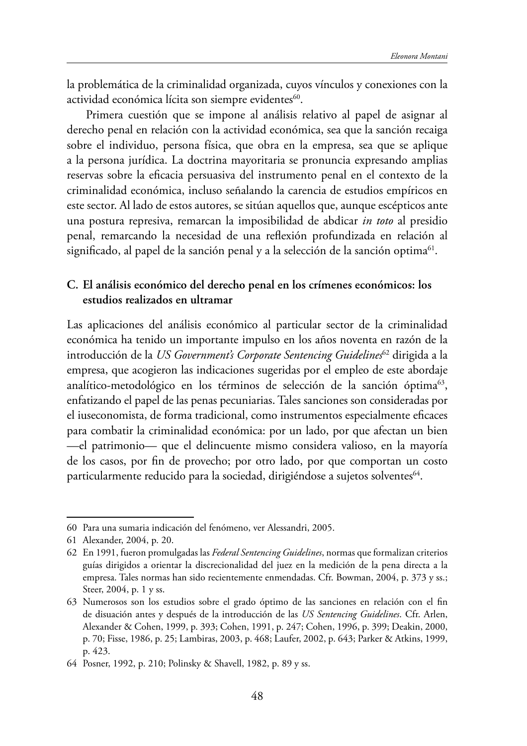la problemática de la criminalidad organizada, cuyos vínculos y conexiones con la actividad económica lícita son siempre evidentes[60].

Primera cuestión que se impone al análisis relativo al papel de asignar al derecho penal en relación con la actividad económica, sea que la sanción recaiga sobre el individuo, persona física, que obra en la empresa, sea que se aplique a la persona jurídica. La doctrina mayoritaria se pronuncia expresando amplias reservas sobre la eficacia persuasiva del instrumento penal en el contexto de la criminalidad económica, incluso señalando la carencia de estudios empíricos en este sector. Al lado de estos autores, se sitúan aquellos que, aunque escépticos ante una postura represiva, remarcan la imposibilidad de abdicar *in toto* al presidio penal, remarcando la necesidad de una reflexión profundizada en relación al significado, al papel de la sanción penal y a la selección de la sanción optima[61].

### C. El análisis económico del derecho penal en los crímenes económicos: los estudios realizados en ultramar

Las aplicaciones del análisis económico al particular sector de la criminalidad económica ha tenido un importante impulso en los años noventa en razón de la introducción de la *US Government's Corporate Sentencing Guidelines*[62] dirigida a la empresa, que acogieron las indicaciones sugeridas por el empleo de este abordaje analítico-metodológico en los términos de selección de la sanción óptima[63], enfatizando el papel de las penas pecuniarias. Tales sanciones son consideradas por el iuseconomista, de forma tradicional, como instrumentos especialmente eficaces para combatir la criminalidad económica: por un lado, por que afectan un bien —el patrimonio— que el delincuente mismo considera valioso, en la mayoría de los casos, por fin de provecho; por otro lado, por que comportan un costo particularmente reducido para la sociedad, dirigiéndose a sujetos solventes[64].

---

60 Para una sumaria indicación del fenómeno, ver Alessandri, 2005.

61 Alexander, 2004, p. 20.

62 En 1991, fueron promulgadas las *Federal Sentencing Guidelines*, normas que formalizan criterios guías dirigidos a orientar la discrecionalidad del juez en la medición de la pena directa a la empresa. Tales normas han sido recientemente enmendadas. Cfr. Bowman, 2004, p. 373 y ss.; Steer, 2004, p. 1 y ss.

63 Numerosos son los estudios sobre el grado óptimo de las sanciones en relación con el fin de disuación antes y después de la introducción de las *US Sentencing Guidelines*. Cfr. Arlen, Alexander & Cohen, 1999, p. 393; Cohen, 1991, p. 247; Cohen, 1996, p. 399; Deakin, 2000, p. 70; Fisse, 1986, p. 25; Lambiras, 2003, p. 468; Laufer, 2002, p. 643; Parker & Atkins, 1999, p. 423.

64 Posner, 1992, p. 210; Polinsky & Shavell, 1982, p. 89 y ss.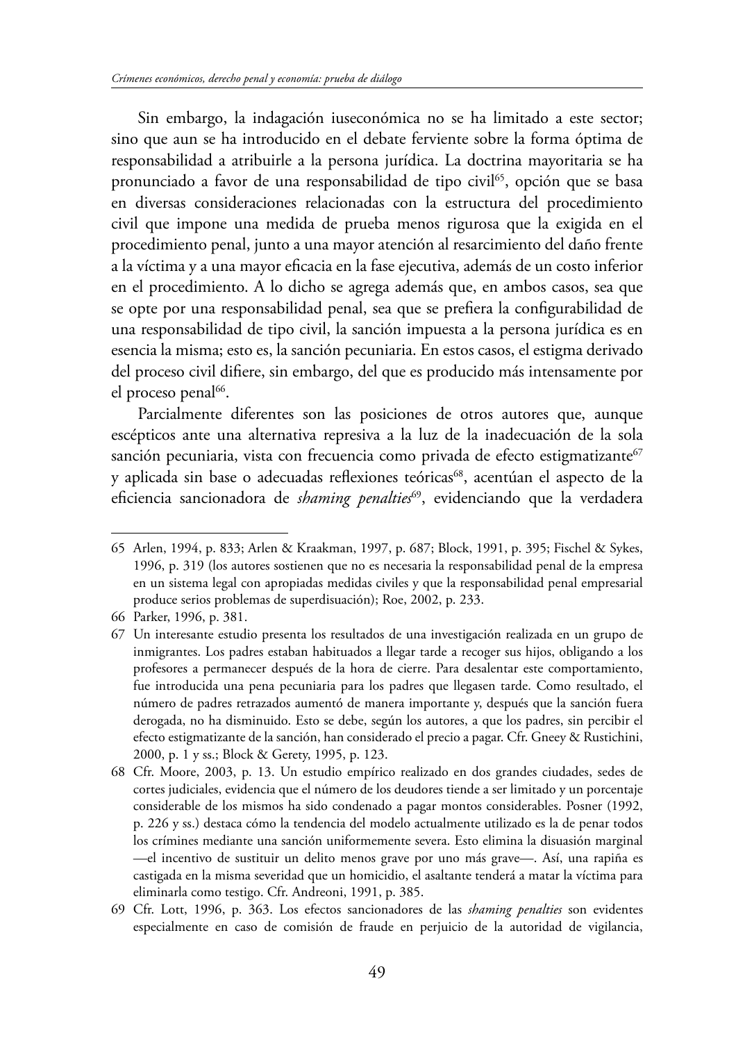Sin embargo, la indagación iuseconómica no se ha limitado a este sector; sino que aun se ha introducido en el debate ferviente sobre la forma óptima de responsabilidad a atribuirle a la persona jurídica. La doctrina mayoritaria se ha pronunciado a favor de una responsabilidad de tipo civil[65], opción que se basa en diversas consideraciones relacionadas con la estructura del procedimiento civil que impone una medida de prueba menos rigurosa que la exigida en el procedimiento penal, junto a una mayor atención al resarcimiento del daño frente a la víctima y a una mayor eficacia en la fase ejecutiva, además de un costo inferior en el procedimiento. A lo dicho se agrega además que, en ambos casos, sea que se opte por una responsabilidad penal, sea que se prefiera la configurabilidad de una responsabilidad de tipo civil, la sanción impuesta a la persona jurídica es en esencia la misma; esto es, la sanción pecuniaria. En estos casos, el estigma derivado del proceso civil difiere, sin embargo, del que es producido más intensamente por el proceso penal[66].

Parcialmente diferentes son las posiciones de otros autores que, aunque escépticos ante una alternativa represiva a la luz de la inadecuación de la sola sanción pecuniaria, vista con frecuencia como privada de efecto estigmatizante[67] y aplicada sin base o adecuadas reflexiones teóricas[68], acentúan el aspecto de la eficiencia sancionadora de *shaming penalties*[69], evidenciando que la verdadera

---

65 Arlen, 1994, p. 833; Arlen & Kraakman, 1997, p. 687; Block, 1991, p. 395; Fischel & Sykes, 1996, p. 319 (los autores sostienen que no es necesaria la responsabilidad penal de la empresa en un sistema legal con apropiadas medidas civiles y que la responsabilidad penal empresarial produce serios problemas de superdisuasión); Roe, 2002, p. 233.

66 Parker, 1996, p. 381.

67 Un interesante estudio presenta los resultados de una investigación realizada en un grupo de inmigrantes. Los padres estaban habituados a llegar tarde a recoger sus hijos, obligando a los profesores a permanecer después de la hora de cierre. Para desalentar este comportamiento, fue introducida una pena pecuniaria para los padres que llegasen tarde. Como resultado, el número de padres retrazados aumentó de manera importante y, después que la sanción fuera derogada, no ha disminuido. Esto se debe, según los autores, a que los padres, sin percibir el efecto estigmatizante de la sanción, han considerado el precio a pagar. Cfr. Gneey & Rustichini, 2000, p. 1 y ss.; Block & Gerety, 1995, p. 123.

68 Cfr. Moore, 2003, p. 13. Un estudio empírico realizado en dos grandes ciudades, sedes de cortes judiciales, evidencia que el número de los deudores tiende a ser limitado y un porcentaje considerable de los mismos ha sido condenado a pagar montos considerables. Posner (1992, p. 226 y ss.) destaca cómo la tendencia del modelo actualmente utilizado es la de penar todos los crímines mediante una sanción uniformemente severa. Esto elimina la disuasión marginal —el incentivo de sustituir un delito menos grave por uno más grave—. Así, una rapiña es castigada en la misma severidad que un homicidio, el asaltante tenderá a matar la víctima para eliminarla como testigo. Cfr. Andreoni, 1991, p. 385.

69 Cfr. Lott, 1996, p. 363. Los efectos sancionadores de las *shaming penalties* son evidentes especialmente en caso de comisión de fraude en perjuicio de la autoridad de vigilancia,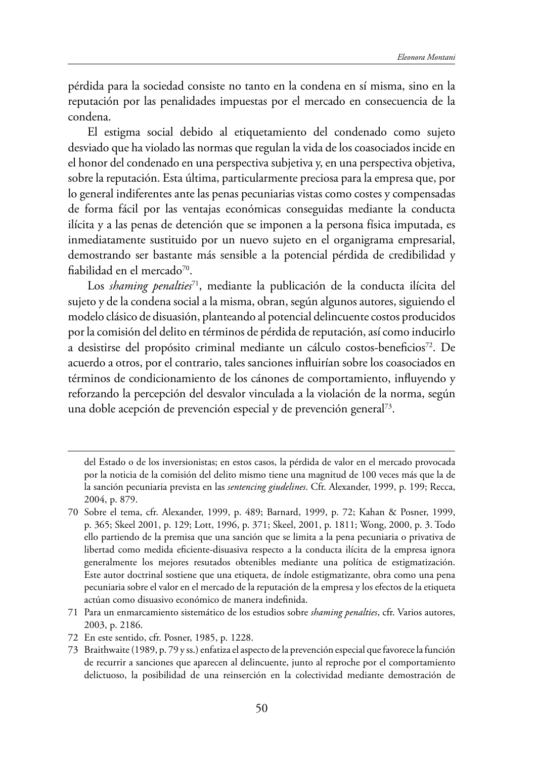pérdida para la sociedad consiste no tanto en la condena en sí misma, sino en la reputación por las penalidades impuestas por el mercado en consecuencia de la condena.

El estigma social debido al etiquetamiento del condenado como sujeto desviado que ha violado las normas que regulan la vida de los coasociados incide en el honor del condenado en una perspectiva subjetiva y, en una perspectiva objetiva, sobre la reputación. Esta última, particularmente preciosa para la empresa que, por lo general indiferentes ante las penas pecuniarias vistas como costes y compensadas de forma fácil por las ventajas económicas conseguidas mediante la conducta ilícita y a las penas de detención que se imponen a la persona física imputada, es inmediatamente sustituido por un nuevo sujeto en el organigrama empresarial, demostrando ser bastante más sensible a la potencial pérdida de credibilidad y fiabilidad en el mercado[70].

Los *shaming penalties*[71], mediante la publicación de la conducta ilícita del sujeto y de la condena social a la misma, obran, según algunos autores, siguiendo el modelo clásico de disuasión, planteando al potencial delincuente costos producidos por la comisión del delito en términos de pérdida de reputación, así como inducirlo a desistirse del propósito criminal mediante un cálculo costos-beneficios[72]. De acuerdo a otros, por el contrario, tales sanciones influirían sobre los coasociados en términos de condicionamiento de los cánones de comportamiento, influyendo y reforzando la percepción del desvalor vinculada a la violación de la norma, según una doble acepción de prevención especial y de prevención general[73].

---

del Estado o de los inversionistas; en estos casos, la pérdida de valor en el mercado provocada por la noticia de la comisión del delito mismo tiene una magnitud de 100 veces más que la de la sanción pecuniaria prevista en las *sentencing giudelines*. Cfr. Alexander, 1999, p. 199; Recca, 2004, p. 879.

70 Sobre el tema, cfr. Alexander, 1999, p. 489; Barnard, 1999, p. 72; Kahan & Posner, 1999, p. 365; Skeel 2001, p. 129; Lott, 1996, p. 371; Skeel, 2001, p. 1811; Wong, 2000, p. 3. Todo ello partiendo de la premisa que una sanción que se limita a la pena pecuniaria o privativa de libertad como medida eficiente-disuasiva respecto a la conducta ilícita de la empresa ignora generalmente los mejores resutados obtenibles mediante una política de estigmatización. Este autor doctrinal sostiene que una etiqueta, de índole estigmatizante, obra como una pena pecuniaria sobre el valor en el mercado de la reputación de la empresa y los efectos de la etiqueta actúan como disuasivo económico de manera indefinida.

71 Para un enmarcamiento sistemático de los estudios sobre *shaming penalties*, cfr. Varios autores, 2003, p. 2186.

72 En este sentido, cfr. Posner, 1985, p. 1228.

73 Braithwaite (1989, p. 79 y ss.) enfatiza el aspecto de la prevención especial que favorece la función de recurrir a sanciones que aparecen al delincuente, junto al reproche por el comportamiento delictuoso, la posibilidad de una reinserción en la colectividad mediante demostración de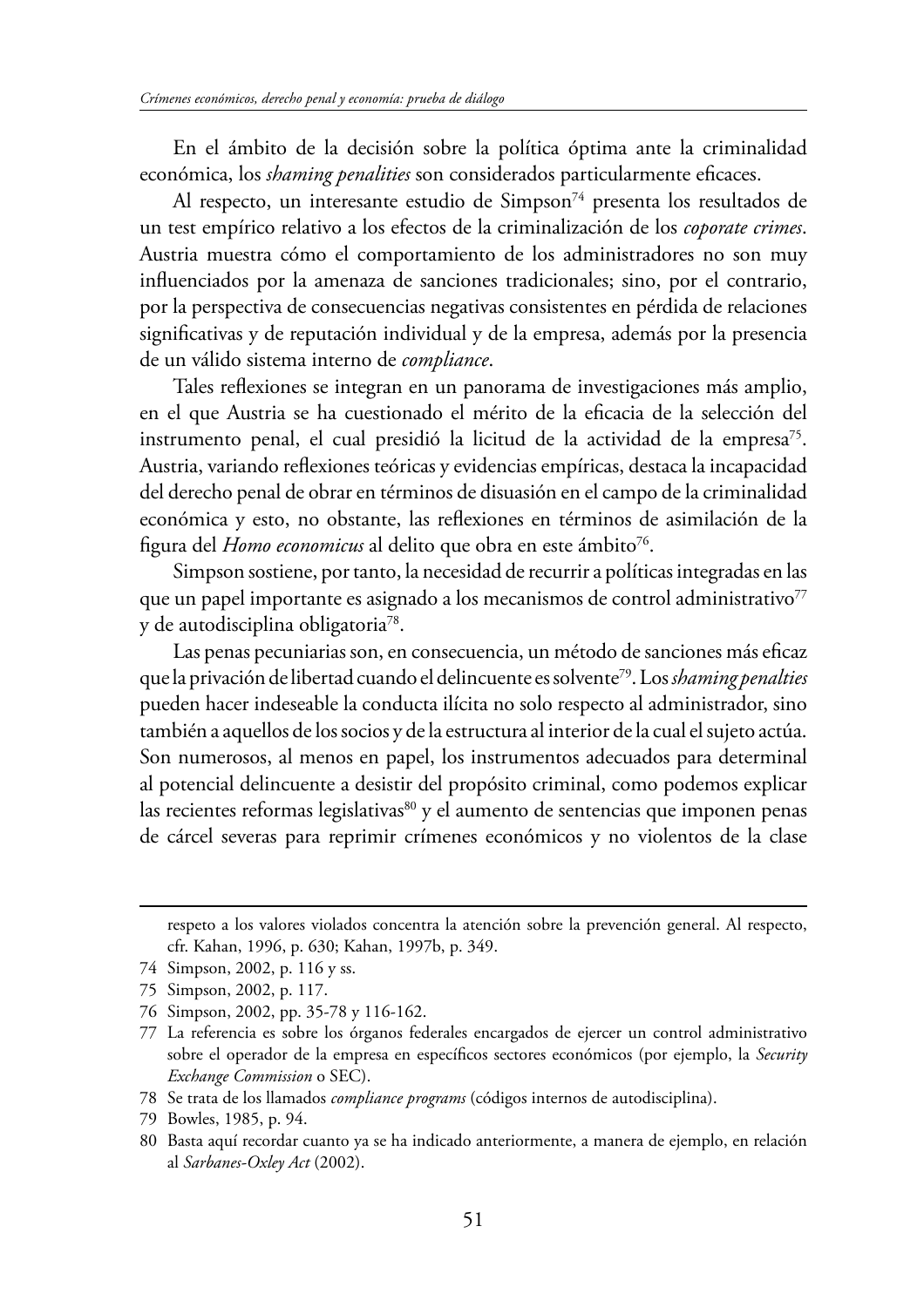En el ámbito de la decisión sobre la política óptima ante la criminalidad económica, los *shaming penalities* son considerados particularmente eficaces.

Al respecto, un interesante estudio de Simpson[74] presenta los resultados de un test empírico relativo a los efectos de la criminalización de los *coporate crimes*. Austria muestra cómo el comportamiento de los administradores no son muy influenciados por la amenaza de sanciones tradicionales; sino, por el contrario, por la perspectiva de consecuencias negativas consistentes en pérdida de relaciones significativas y de reputación individual y de la empresa, además por la presencia de un válido sistema interno de *compliance*.

Tales reflexiones se integran en un panorama de investigaciones más amplio, en el que Austria se ha cuestionado el mérito de la eficacia de la selección del instrumento penal, el cual presidió la licitud de la actividad de la empresa[75]. Austria, variando reflexiones teóricas y evidencias empíricas, destaca la incapacidad del derecho penal de obrar en términos de disuasión en el campo de la criminalidad económica y esto, no obstante, las reflexiones en términos de asimilación de la figura del *Homo economicus* al delito que obra en este ámbito[76].

Simpson sostiene, por tanto, la necesidad de recurrir a políticas integradas en las que un papel importante es asignado a los mecanismos de control administrativo[77] y de autodisciplina obligatoria[78].

Las penas pecuniarias son, en consecuencia, un método de sanciones más eficaz que la privación de libertad cuando el delincuente es solvente[79]. Los *shaming penalties* pueden hacer indeseable la conducta ilícita no solo respecto al administrador, sino también a aquellos de los socios y de la estructura al interior de la cual el sujeto actúa. Son numerosos, al menos en papel, los instrumentos adecuados para determinal al potencial delincuente a desistir del propósito criminal, como podemos explicar las recientes reformas legislativas[80] y el aumento de sentencias que imponen penas de cárcel severas para reprimir crímenes económicos y no violentos de la clase

---

respeto a los valores violados concentra la atención sobre la prevención general. Al respecto, cfr. Kahan, 1996, p. 630; Kahan, 1997b, p. 349.

74 Simpson, 2002, p. 116 y ss.

75 Simpson, 2002, p. 117.

76 Simpson, 2002, pp. 35-78 y 116-162.

77 La referencia es sobre los órganos federales encargados de ejercer un control administrativo sobre el operador de la empresa en específicos sectores económicos (por ejemplo, la *Security Exchange Commission* o SEC).

78 Se trata de los llamados *compliance programs* (códigos internos de autodisciplina).

79 Bowles, 1985, p. 94.

80 Basta aquí recordar cuanto ya se ha indicado anteriormente, a manera de ejemplo, en relación al *Sarbanes-Oxley Act* (2002).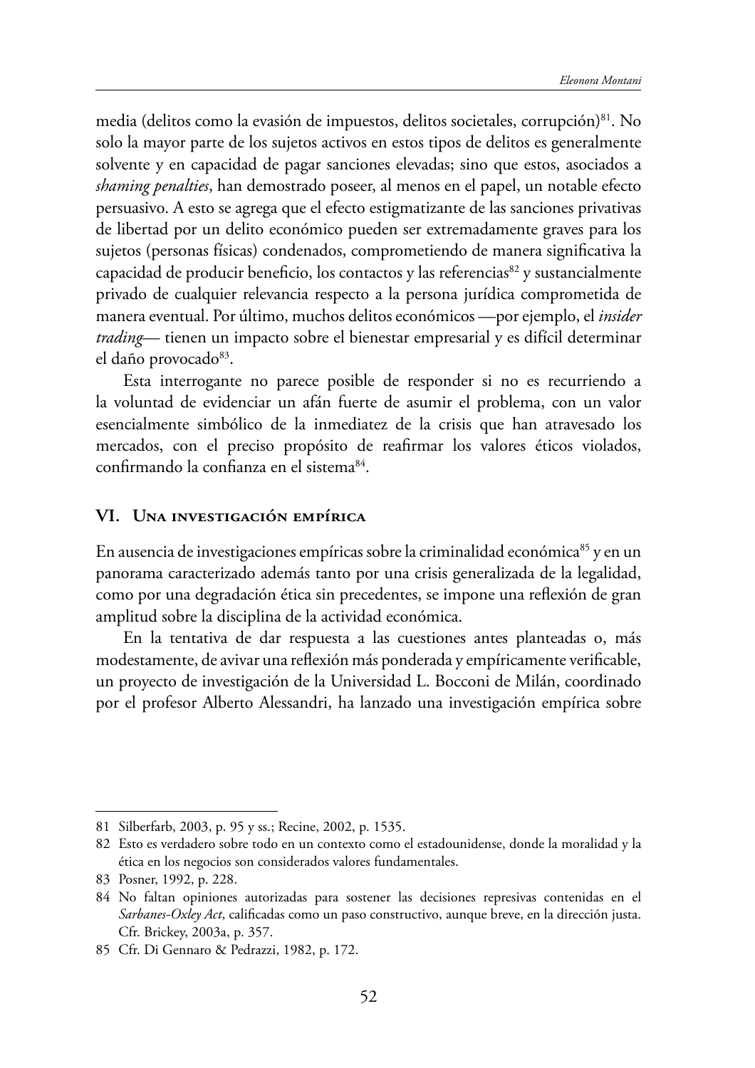media (delitos como la evasión de impuestos, delitos societales, corrupción)[81]. No solo la mayor parte de los sujetos activos en estos tipos de delitos es generalmente solvente y en capacidad de pagar sanciones elevadas; sino que estos, asociados a *shaming penalties*, han demostrado poseer, al menos en el papel, un notable efecto persuasivo. A esto se agrega que el efecto estigmatizante de las sanciones privativas de libertad por un delito económico pueden ser extremadamente graves para los sujetos (personas físicas) condenados, comprometiendo de manera significativa la capacidad de producir beneficio, los contactos y las referencias[82] y sustancialmente privado de cualquier relevancia respecto a la persona jurídica comprometida de manera eventual. Por último, muchos delitos económicos —por ejemplo, el *insider trading*— tienen un impacto sobre el bienestar empresarial y es difícil determinar el daño provocado[83].

Esta interrogante no parece posible de responder si no es recurriendo a la voluntad de evidenciar un afán fuerte de asumir el problema, con un valor esencialmente simbólico de la inmediatez de la crisis que han atravesado los mercados, con el preciso propósito de reafirmar los valores éticos violados, confirmando la confianza en el sistema[84].

## VI. Una investigación empírica

En ausencia de investigaciones empíricas sobre la criminalidad económica[85] y en un panorama caracterizado además tanto por una crisis generalizada de la legalidad, como por una degradación ética sin precedentes, se impone una reflexión de gran amplitud sobre la disciplina de la actividad económica.

En la tentativa de dar respuesta a las cuestiones antes planteadas o, más modestamente, de avivar una reflexión más ponderada y empíricamente verificable, un proyecto de investigación de la Universidad L. Bocconi de Milán, coordinado por el profesor Alberto Alessandri, ha lanzado una investigación empírica sobre

---

81 Silberfarb, 2003, p. 95 y ss.; Recine, 2002, p. 1535.

82 Esto es verdadero sobre todo en un contexto como el estadounidense, donde la moralidad y la ética en los negocios son considerados valores fundamentales.

83 Posner, 1992, p. 228.

84 No faltan opiniones autorizadas para sostener las decisiones represivas contenidas en el *Sarbanes-Oxley Act*, calificadas como un paso constructivo, aunque breve, en la dirección justa. Cfr. Brickey, 2003a, p. 357.

85 Cfr. Di Gennaro & Pedrazzi, 1982, p. 172.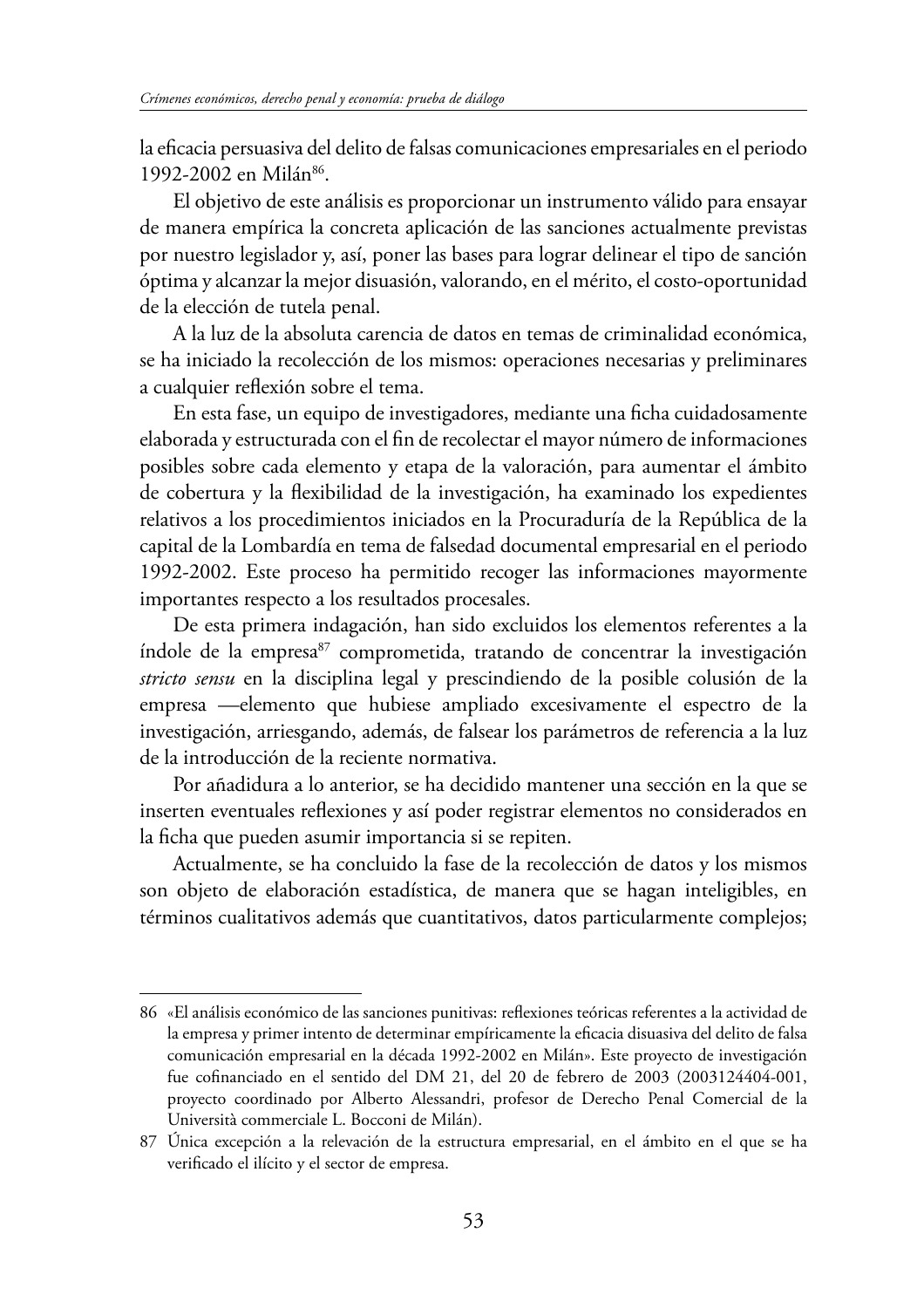la eficacia persuasiva del delito de falsas comunicaciones empresariales en el periodo 1992-2002 en Milán[86].

El objetivo de este análisis es proporcionar un instrumento válido para ensayar de manera empírica la concreta aplicación de las sanciones actualmente previstas por nuestro legislador y, así, poner las bases para lograr delinear el tipo de sanción óptima y alcanzar la mejor disuasión, valorando, en el mérito, el costo-oportunidad de la elección de tutela penal.

A la luz de la absoluta carencia de datos en temas de criminalidad económica, se ha iniciado la recolección de los mismos: operaciones necesarias y preliminares a cualquier reflexión sobre el tema.

En esta fase, un equipo de investigadores, mediante una ficha cuidadosamente elaborada y estructurada con el fin de recolectar el mayor número de informaciones posibles sobre cada elemento y etapa de la valoración, para aumentar el ámbito de cobertura y la flexibilidad de la investigación, ha examinado los expedientes relativos a los procedimientos iniciados en la Procuraduría de la República de la capital de la Lombardía en tema de falsedad documental empresarial en el periodo 1992-2002. Este proceso ha permitido recoger las informaciones mayormente importantes respecto a los resultados procesales.

De esta primera indagación, han sido excluidos los elementos referentes a la índole de la empresa[87] comprometida, tratando de concentrar la investigación *stricto sensu* en la disciplina legal y prescindiendo de la posible colusión de la empresa —elemento que hubiese ampliado excesivamente el espectro de la investigación, arriesgando, además, de falsear los parámetros de referencia a la luz de la introducción de la reciente normativa.

Por añadidura a lo anterior, se ha decidido mantener una sección en la que se inserten eventuales reflexiones y así poder registrar elementos no considerados en la ficha que pueden asumir importancia si se repiten.

Actualmente, se ha concluido la fase de la recolección de datos y los mismos son objeto de elaboración estadística, de manera que se hagan inteligibles, en términos cualitativos además que cuantitativos, datos particularmente complejos;

---

86 «El análisis económico de las sanciones punitivas: reflexiones teóricas referentes a la actividad de la empresa y primer intento de determinar empíricamente la eficacia disuasiva del delito de falsa comunicación empresarial en la década 1992-2002 en Milán». Este proyecto de investigación fue cofinanciado en el sentido del DM 21, del 20 de febrero de 2003 (2003124404-001, proyecto coordinado por Alberto Alessandri, profesor de Derecho Penal Comercial de la Università commerciale L. Bocconi de Milán).

87 Única excepción a la relevación de la estructura empresarial, en el ámbito en el que se ha verificado el ilícito y el sector de empresa.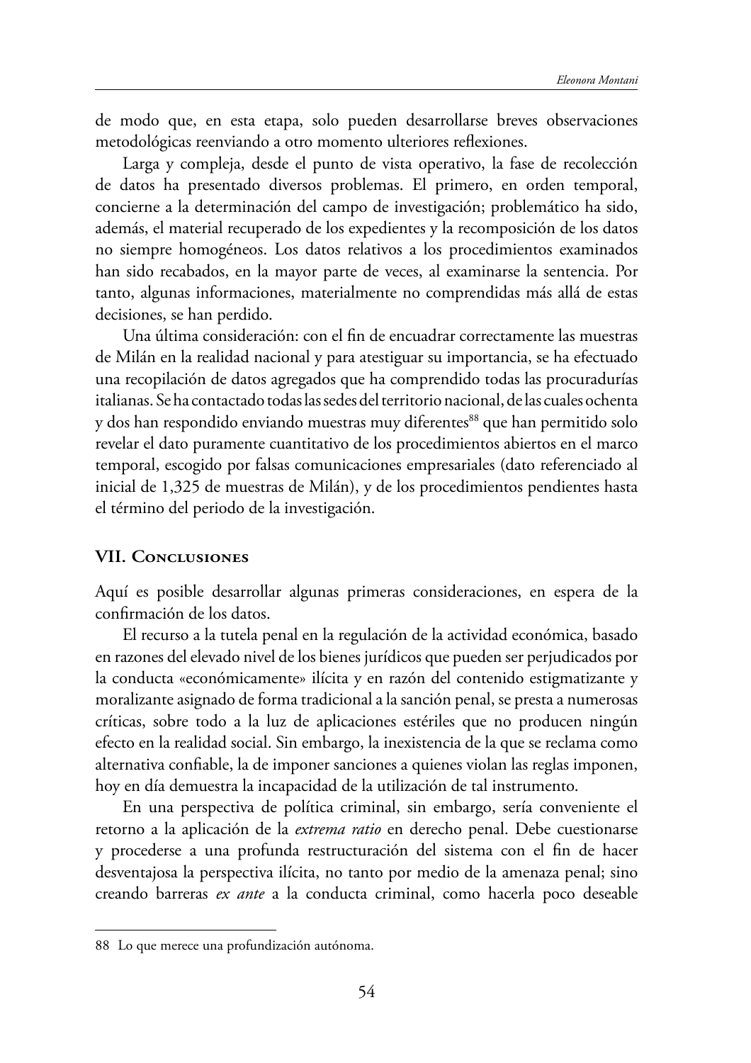de modo que, en esta etapa, solo pueden desarrollarse breves observaciones metodológicas reenviando a otro momento ulteriores reflexiones.

Larga y compleja, desde el punto de vista operativo, la fase de recolección de datos ha presentado diversos problemas. El primero, en orden temporal, concierne a la determinación del campo de investigación; problemático ha sido, además, el material recuperado de los expedientes y la recomposición de los datos no siempre homogéneos. Los datos relativos a los procedimientos examinados han sido recabados, en la mayor parte de veces, al examinarse la sentencia. Por tanto, algunas informaciones, materialmente no comprendidas más allá de estas decisiones, se han perdido.

Una última consideración: con el fin de encuadrar correctamente las muestras de Milán en la realidad nacional y para atestiguar su importancia, se ha efectuado una recopilación de datos agregados que ha comprendido todas las procuradurías italianas. Se ha contactado todas las sedes del territorio nacional, de las cuales ochenta y dos han respondido enviando muestras muy diferentes[88] que han permitido solo revelar el dato puramente cuantitativo de los procedimientos abiertos en el marco temporal, escogido por falsas comunicaciones empresariales (dato referenciado al inicial de 1,325 de muestras de Milán), y de los procedimientos pendientes hasta el término del periodo de la investigación.

## VII. Conclusiones

Aquí es posible desarrollar algunas primeras consideraciones, en espera de la confirmación de los datos.

El recurso a la tutela penal en la regulación de la actividad económica, basado en razones del elevado nivel de los bienes jurídicos que pueden ser perjudicados por la conducta «económicamente» ilícita y en razón del contenido estigmatizante y moralizante asignado de forma tradicional a la sanción penal, se presta a numerosas críticas, sobre todo a la luz de aplicaciones estériles que no producen ningún efecto en la realidad social. Sin embargo, la inexistencia de la que se reclama como alternativa confiable, la de imponer sanciones a quienes violan las reglas imponen, hoy en día demuestra la incapacidad de la utilización de tal instrumento.

En una perspectiva de política criminal, sin embargo, sería conveniente el retorno a la aplicación de la *extrema ratio* en derecho penal. Debe cuestionarse y procederse a una profunda restructuración del sistema con el fin de hacer desventajosa la perspectiva ilícita, no tanto por medio de la amenaza penal; sino creando barreras *ex ante* a la conducta criminal, como hacerla poco deseable

---

88 Lo que merece una profundización autónoma.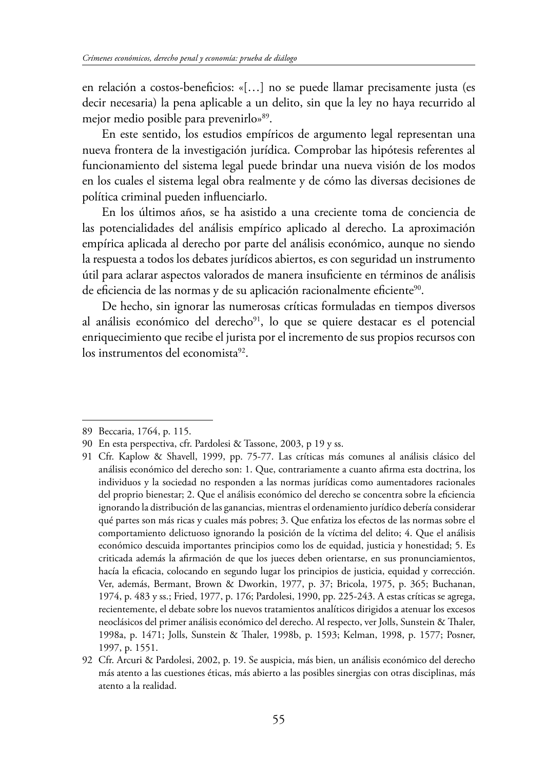en relación a costos-beneficios: «[…] no se puede llamar precisamente justa (es decir necesaria) la pena aplicable a un delito, sin que la ley no haya recurrido al mejor medio posible para prevenirlo»[89].

En este sentido, los estudios empíricos de argumento legal representan una nueva frontera de la investigación jurídica. Comprobar las hipótesis referentes al funcionamiento del sistema legal puede brindar una nueva visión de los modos en los cuales el sistema legal obra realmente y de cómo las diversas decisiones de política criminal pueden influenciarlo.

En los últimos años, se ha asistido a una creciente toma de conciencia de las potencialidades del análisis empírico aplicado al derecho. La aproximación empírica aplicada al derecho por parte del análisis económico, aunque no siendo la respuesta a todos los debates jurídicos abiertos, es con seguridad un instrumento útil para aclarar aspectos valorados de manera insuficiente en términos de análisis de eficiencia de las normas y de su aplicación racionalmente eficiente[90].

De hecho, sin ignorar las numerosas críticas formuladas en tiempos diversos al análisis económico del derecho[91], lo que se quiere destacar es el potencial enriquecimiento que recibe el jurista por el incremento de sus propios recursos con los instrumentos del economista[92].

---

89 Beccaria, 1764, p. 115.

90 En esta perspectiva, cfr. Pardolesi & Tassone, 2003, p 19 y ss.

91 Cfr. Kaplow & Shavell, 1999, pp. 75-77. Las críticas más comunes al análisis clásico del análisis económico del derecho son: 1. Que, contrariamente a cuanto afirma esta doctrina, los individuos y la sociedad no responden a las normas jurídicas como aumentadores racionales del proprio bienestar; 2. Que el análisis económico del derecho se concentra sobre la eficiencia ignorando la distribución de las ganancias, mientras el ordenamiento jurídico debería considerar qué partes son más ricas y cuales más pobres; 3. Que enfatiza los efectos de las normas sobre el comportamiento delictuoso ignorando la posición de la víctima del delito; 4. Que el análisis económico descuida importantes principios como los de equidad, justicia y honestidad; 5. Es criticada además la afirmación de que los jueces deben orientarse, en sus pronunciamientos, hacía la eficacia, colocando en segundo lugar los principios de justicia, equidad y corrección. Ver, además, Bermant, Brown & Dworkin, 1977, p. 37; Bricola, 1975, p. 365; Buchanan, 1974, p. 483 y ss.; Fried, 1977, p. 176; Pardolesi, 1990, pp. 225-243. A estas críticas se agrega, recientemente, el debate sobre los nuevos tratamientos analíticos dirigidos a atenuar los excesos neoclásicos del primer análisis económico del derecho. Al respecto, ver Jolls, Sunstein & Thaler, 1998a, p. 1471; Jolls, Sunstein & Thaler, 1998b, p. 1593; Kelman, 1998, p. 1577; Posner, 1997, p. 1551.

92 Cfr. Arcuri & Pardolesi, 2002, p. 19. Se auspicia, más bien, un análisis económico del derecho más atento a las cuestiones éticas, más abierto a las posibles sinergias con otras disciplinas, más atento a la realidad.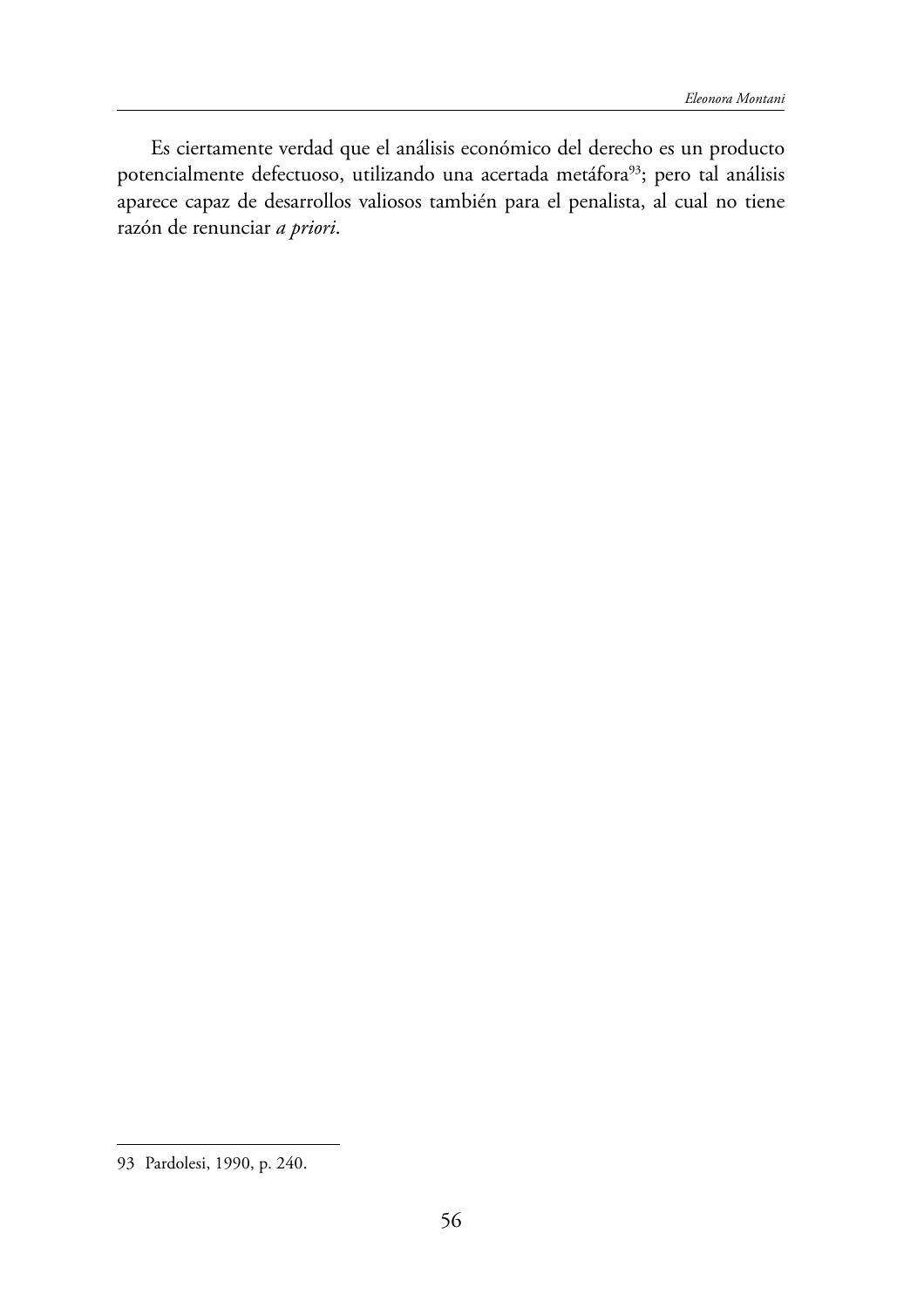Es ciertamente verdad que el análisis económico del derecho es un producto potencialmente defectuoso, utilizando una acertada metáfora[93]; pero tal análisis aparece capaz de desarrollos valiosos también para el penalista, al cual no tiene razón de renunciar *a priori*.

---

93 Pardolesi, 1990, p. 240.